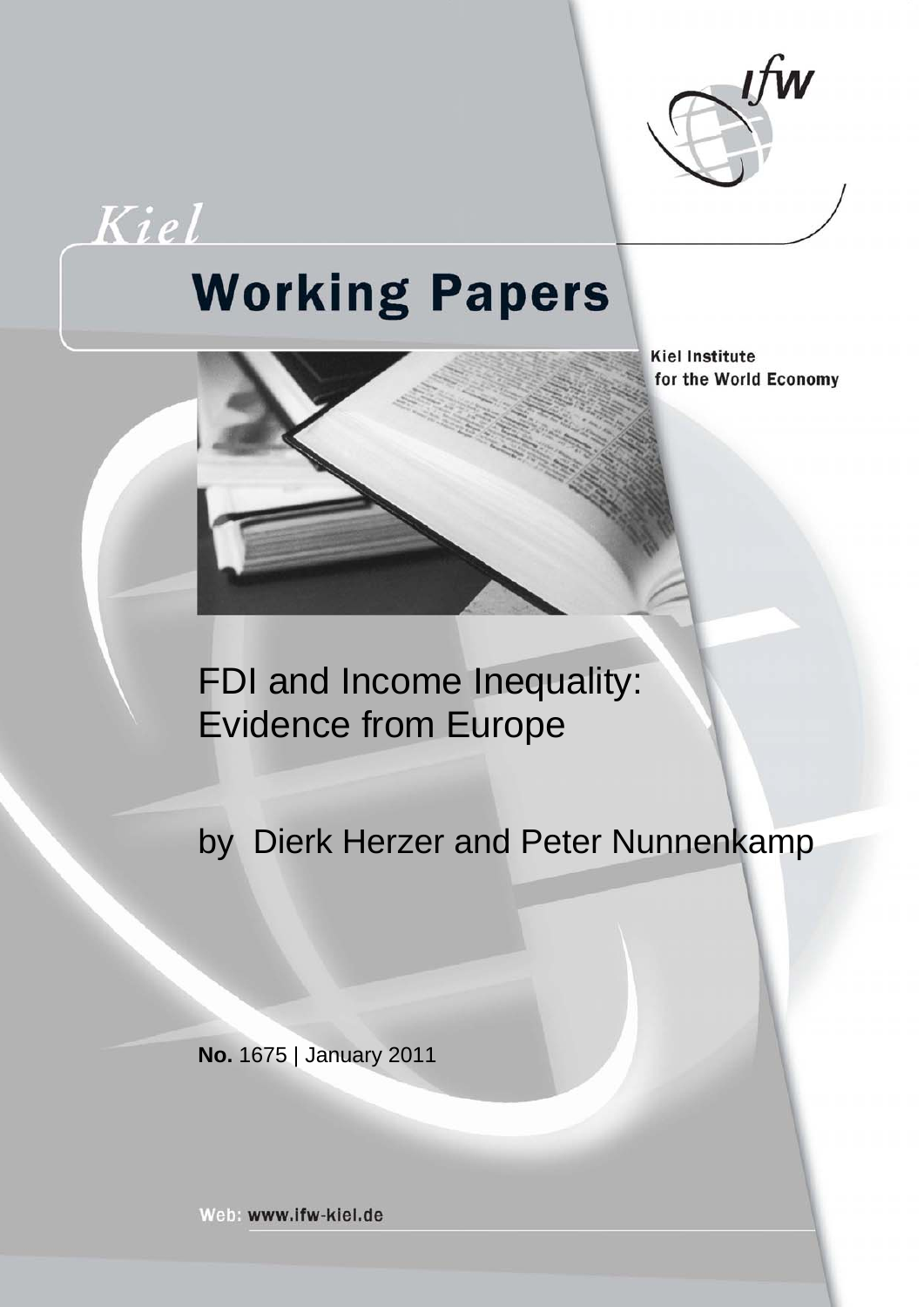Kiel

# Working Papers

Kiel Institute for the World Economy

# FDI and Income Inequality: Evidence from Europe

by Dierk Herzer and Peter Nunnenkamp

**No.** 1675 | January 2011

Web: www.ifw-kiel.de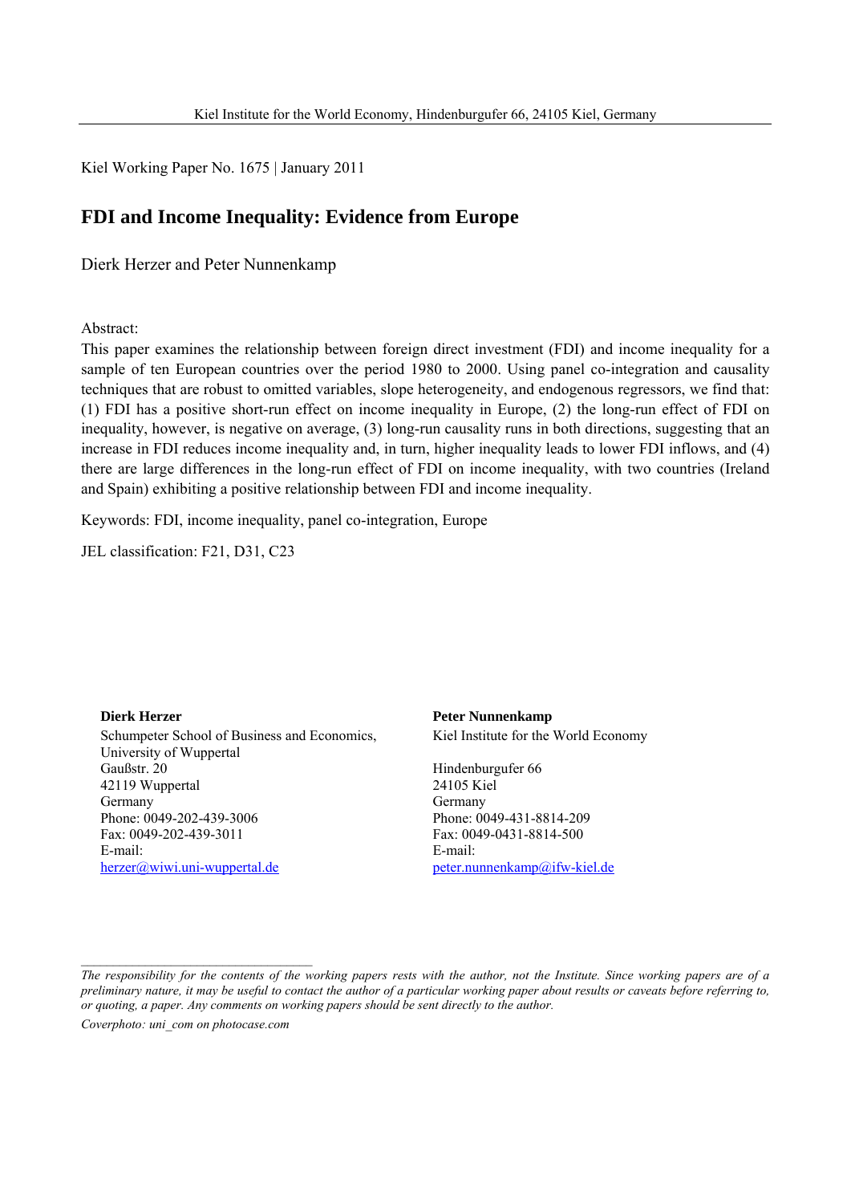Kiel Working Paper No. 1675 | January 2011

# FDI and Income Inequality: Evidence from Europe

Dierk Herzer and Peter Nunnenkamp

Abstract:

This paper examines the relationship between foreign direct investment (FDI) and income inequality for a sample of ten European countries over the period 1980 to 2000. Using panel co-integration and causality techniques that are robust to omitted variables, slope heterogeneity, and endogenous regressors, we find that: (1) FDI has a positive short-run effect on income inequality in Europe, (2) the long-run effect of FDI on inequality, however, is negative on average, (3) long-run causality runs in both directions, suggesting that an increase in FDI reduces income inequality and, in turn, higher inequality leads to lower FDI inflows, and (4) there are large differences in the long-run effect of FDI on income inequality, with two countries (Ireland and Spain) exhibiting a positive relationship between FDI and income inequality.

Keywords: FDI, income inequality, panel co-integration, Europe

JEL classification: F21, D31, C23

**Dierk Herzer**
Schumpeter School of Business and Economics,
University of Wuppertal
Gaußstr. 20
42119 Wuppertal
Germany
Phone: 0049-202-439-3006
Fax: 0049-202-439-3011
E-mail:
herzer@wiwi.uni-wuppertal.de

**Peter Nunnenkamp**
Kiel Institute for the World Economy

Hindenburgufer 66
24105 Kiel
Germany
Phone: 0049-431-8814-209
Fax: 0049-0431-8814-500
E-mail:
peter.nunnenkamp@ifw-kiel.de

*The responsibility for the contents of the working papers rests with the author, not the Institute. Since working papers are of a preliminary nature, it may be useful to contact the author of a particular working paper about results or caveats before referring to, or quoting, a paper. Any comments on working papers should be sent directly to the author.*

*Coverphoto: uni_com on photocase.com*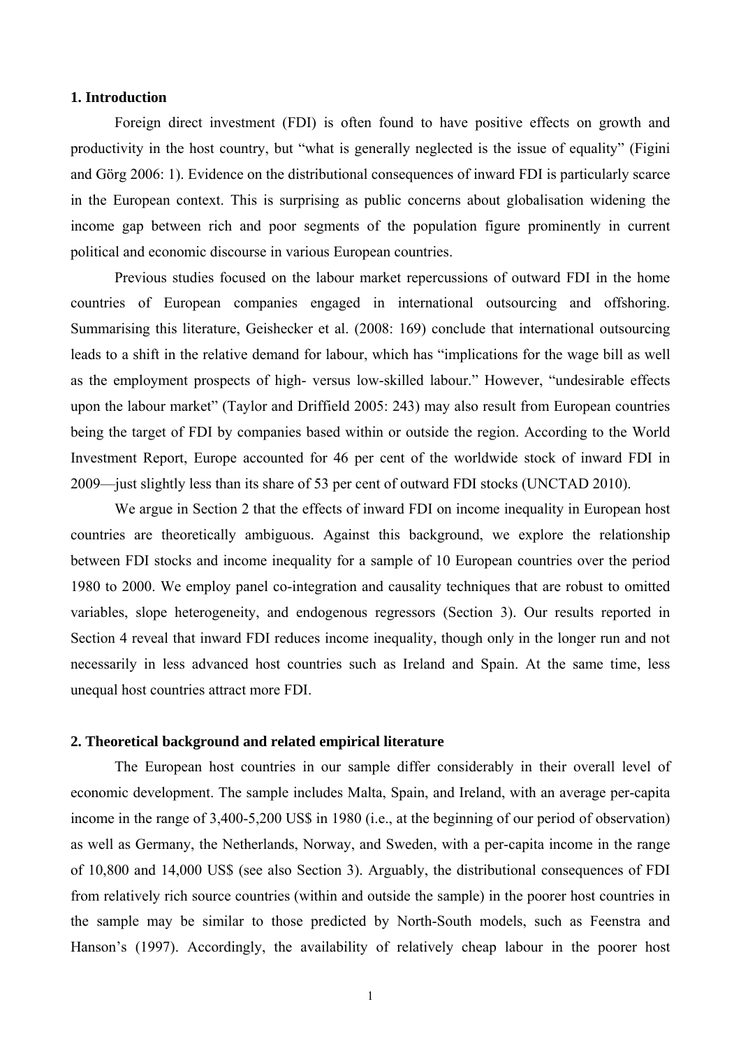## 1. Introduction

Foreign direct investment (FDI) is often found to have positive effects on growth and productivity in the host country, but "what is generally neglected is the issue of equality" (Figini and Görg 2006: 1). Evidence on the distributional consequences of inward FDI is particularly scarce in the European context. This is surprising as public concerns about globalisation widening the income gap between rich and poor segments of the population figure prominently in current political and economic discourse in various European countries.

Previous studies focused on the labour market repercussions of outward FDI in the home countries of European companies engaged in international outsourcing and offshoring. Summarising this literature, Geishecker et al. (2008: 169) conclude that international outsourcing leads to a shift in the relative demand for labour, which has "implications for the wage bill as well as the employment prospects of high- versus low-skilled labour." However, "undesirable effects upon the labour market" (Taylor and Driffield 2005: 243) may also result from European countries being the target of FDI by companies based within or outside the region. According to the World Investment Report, Europe accounted for 46 per cent of the worldwide stock of inward FDI in 2009—just slightly less than its share of 53 per cent of outward FDI stocks (UNCTAD 2010).

We argue in Section 2 that the effects of inward FDI on income inequality in European host countries are theoretically ambiguous. Against this background, we explore the relationship between FDI stocks and income inequality for a sample of 10 European countries over the period 1980 to 2000. We employ panel co-integration and causality techniques that are robust to omitted variables, slope heterogeneity, and endogenous regressors (Section 3). Our results reported in Section 4 reveal that inward FDI reduces income inequality, though only in the longer run and not necessarily in less advanced host countries such as Ireland and Spain. At the same time, less unequal host countries attract more FDI.

## 2. Theoretical background and related empirical literature

The European host countries in our sample differ considerably in their overall level of economic development. The sample includes Malta, Spain, and Ireland, with an average per-capita income in the range of 3,400-5,200 US$ in 1980 (i.e., at the beginning of our period of observation) as well as Germany, the Netherlands, Norway, and Sweden, with a per-capita income in the range of 10,800 and 14,000 US$ (see also Section 3). Arguably, the distributional consequences of FDI from relatively rich source countries (within and outside the sample) in the poorer host countries in the sample may be similar to those predicted by North-South models, such as Feenstra and Hanson's (1997). Accordingly, the availability of relatively cheap labour in the poorer host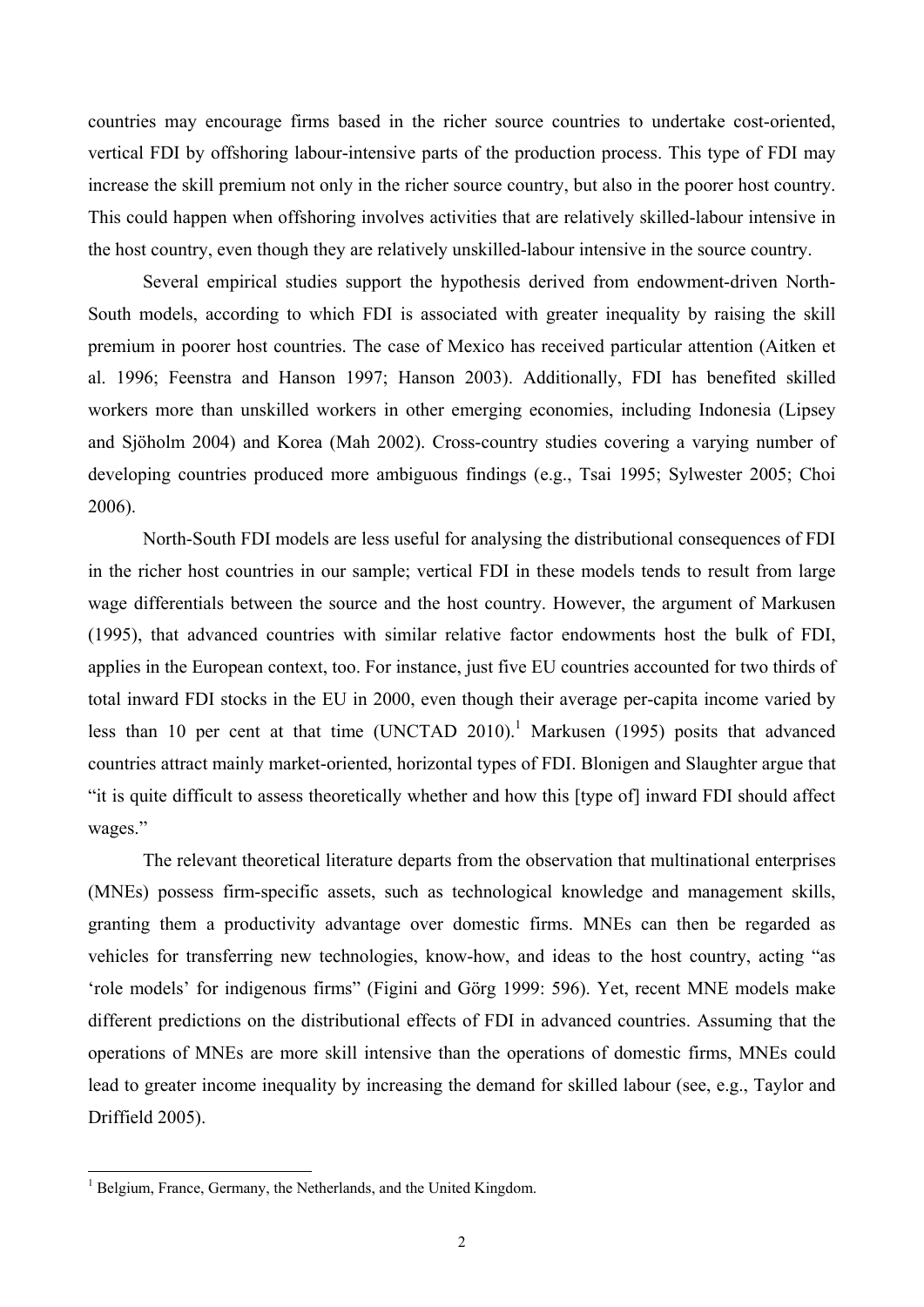countries may encourage firms based in the richer source countries to undertake cost-oriented, vertical FDI by offshoring labour-intensive parts of the production process. This type of FDI may increase the skill premium not only in the richer source country, but also in the poorer host country. This could happen when offshoring involves activities that are relatively skilled-labour intensive in the host country, even though they are relatively unskilled-labour intensive in the source country.

Several empirical studies support the hypothesis derived from endowment-driven North-South models, according to which FDI is associated with greater inequality by raising the skill premium in poorer host countries. The case of Mexico has received particular attention (Aitken et al. 1996; Feenstra and Hanson 1997; Hanson 2003). Additionally, FDI has benefited skilled workers more than unskilled workers in other emerging economies, including Indonesia (Lipsey and Sjöholm 2004) and Korea (Mah 2002). Cross-country studies covering a varying number of developing countries produced more ambiguous findings (e.g., Tsai 1995; Sylwester 2005; Choi 2006).

North-South FDI models are less useful for analysing the distributional consequences of FDI in the richer host countries in our sample; vertical FDI in these models tends to result from large wage differentials between the source and the host country. However, the argument of Markusen (1995), that advanced countries with similar relative factor endowments host the bulk of FDI, applies in the European context, too. For instance, just five EU countries accounted for two thirds of total inward FDI stocks in the EU in 2000, even though their average per-capita income varied by less than 10 per cent at that time (UNCTAD 2010).[1] Markusen (1995) posits that advanced countries attract mainly market-oriented, horizontal types of FDI. Blonigen and Slaughter argue that "it is quite difficult to assess theoretically whether and how this [type of] inward FDI should affect wages."

The relevant theoretical literature departs from the observation that multinational enterprises (MNEs) possess firm-specific assets, such as technological knowledge and management skills, granting them a productivity advantage over domestic firms. MNEs can then be regarded as vehicles for transferring new technologies, know-how, and ideas to the host country, acting "as 'role models' for indigenous firms" (Figini and Görg 1999: 596). Yet, recent MNE models make different predictions on the distributional effects of FDI in advanced countries. Assuming that the operations of MNEs are more skill intensive than the operations of domestic firms, MNEs could lead to greater income inequality by increasing the demand for skilled labour (see, e.g., Taylor and Driffield 2005).

[1] Belgium, France, Germany, the Netherlands, and the United Kingdom.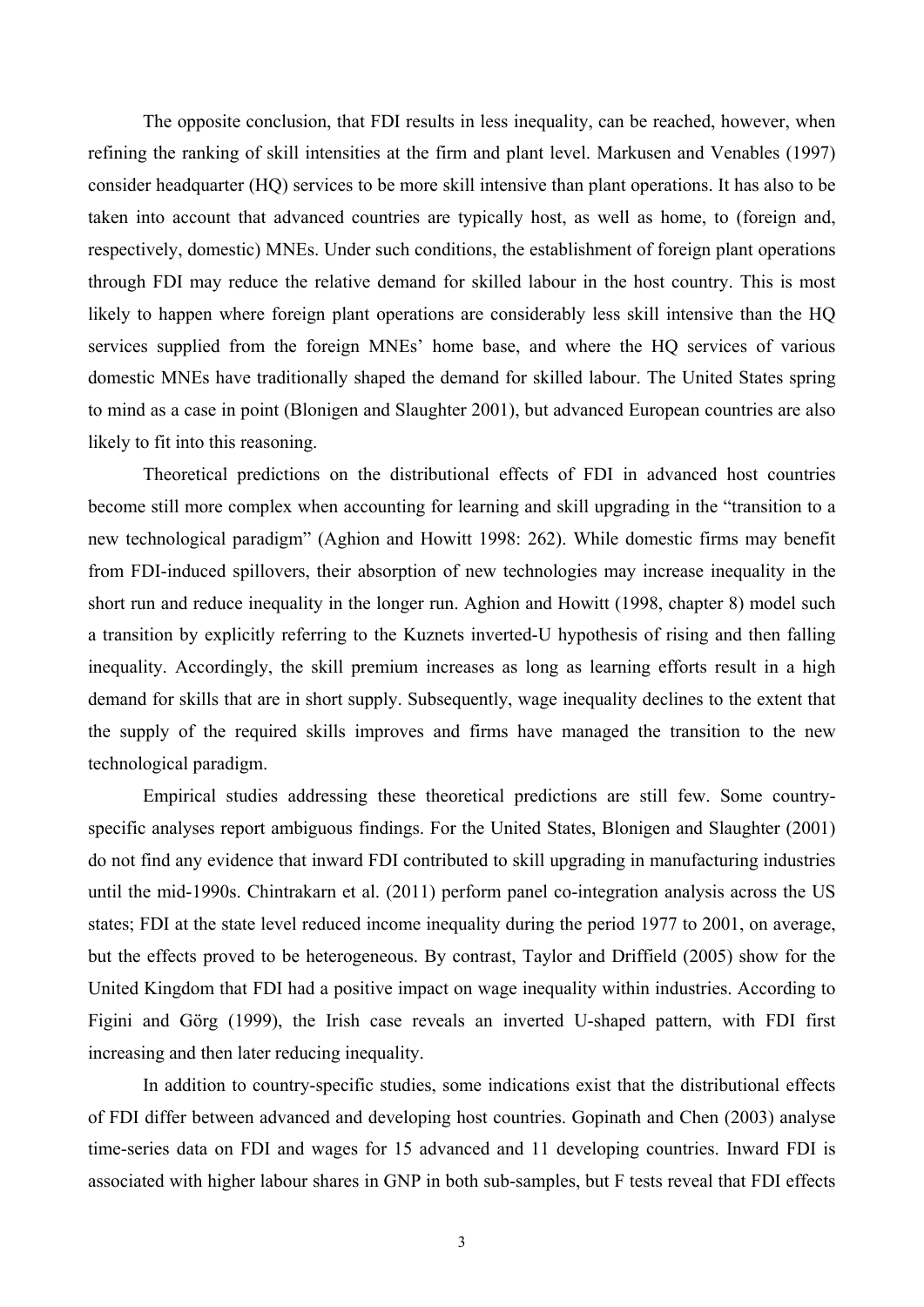The opposite conclusion, that FDI results in less inequality, can be reached, however, when refining the ranking of skill intensities at the firm and plant level. Markusen and Venables (1997) consider headquarter (HQ) services to be more skill intensive than plant operations. It has also to be taken into account that advanced countries are typically host, as well as home, to (foreign and, respectively, domestic) MNEs. Under such conditions, the establishment of foreign plant operations through FDI may reduce the relative demand for skilled labour in the host country. This is most likely to happen where foreign plant operations are considerably less skill intensive than the HQ services supplied from the foreign MNEs' home base, and where the HQ services of various domestic MNEs have traditionally shaped the demand for skilled labour. The United States spring to mind as a case in point (Blonigen and Slaughter 2001), but advanced European countries are also likely to fit into this reasoning.

Theoretical predictions on the distributional effects of FDI in advanced host countries become still more complex when accounting for learning and skill upgrading in the "transition to a new technological paradigm" (Aghion and Howitt 1998: 262). While domestic firms may benefit from FDI-induced spillovers, their absorption of new technologies may increase inequality in the short run and reduce inequality in the longer run. Aghion and Howitt (1998, chapter 8) model such a transition by explicitly referring to the Kuznets inverted-U hypothesis of rising and then falling inequality. Accordingly, the skill premium increases as long as learning efforts result in a high demand for skills that are in short supply. Subsequently, wage inequality declines to the extent that the supply of the required skills improves and firms have managed the transition to the new technological paradigm.

Empirical studies addressing these theoretical predictions are still few. Some country-specific analyses report ambiguous findings. For the United States, Blonigen and Slaughter (2001) do not find any evidence that inward FDI contributed to skill upgrading in manufacturing industries until the mid-1990s. Chintrakarn et al. (2011) perform panel co-integration analysis across the US states; FDI at the state level reduced income inequality during the period 1977 to 2001, on average, but the effects proved to be heterogeneous. By contrast, Taylor and Driffield (2005) show for the United Kingdom that FDI had a positive impact on wage inequality within industries. According to Figini and Görg (1999), the Irish case reveals an inverted U-shaped pattern, with FDI first increasing and then later reducing inequality.

In addition to country-specific studies, some indications exist that the distributional effects of FDI differ between advanced and developing host countries. Gopinath and Chen (2003) analyse time-series data on FDI and wages for 15 advanced and 11 developing countries. Inward FDI is associated with higher labour shares in GNP in both sub-samples, but F tests reveal that FDI effects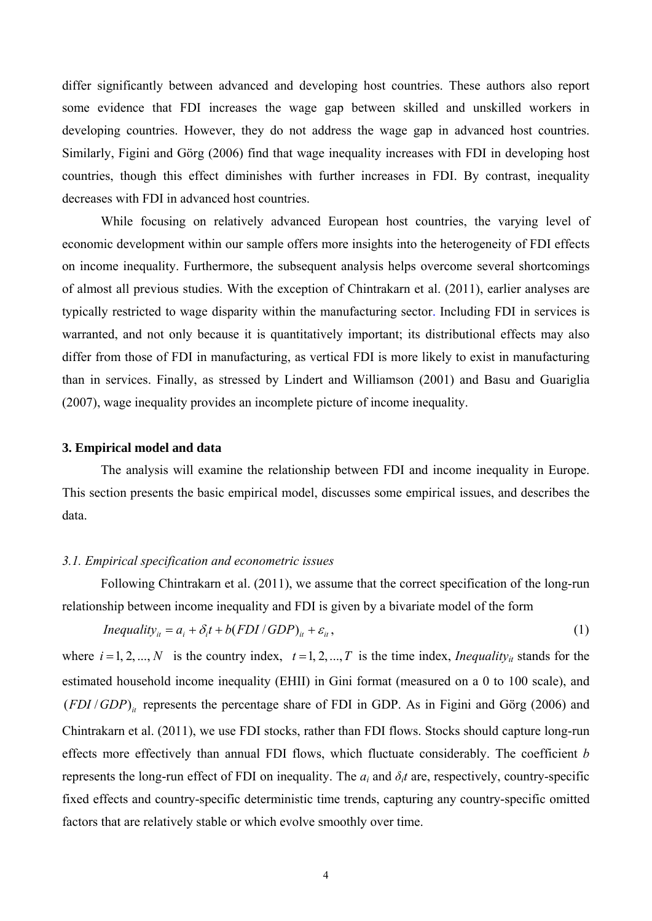differ significantly between advanced and developing host countries. These authors also report some evidence that FDI increases the wage gap between skilled and unskilled workers in developing countries. However, they do not address the wage gap in advanced host countries. Similarly, Figini and Görg (2006) find that wage inequality increases with FDI in developing host countries, though this effect diminishes with further increases in FDI. By contrast, inequality decreases with FDI in advanced host countries.

While focusing on relatively advanced European host countries, the varying level of economic development within our sample offers more insights into the heterogeneity of FDI effects on income inequality. Furthermore, the subsequent analysis helps overcome several shortcomings of almost all previous studies. With the exception of Chintrakarn et al. (2011), earlier analyses are typically restricted to wage disparity within the manufacturing sector. Including FDI in services is warranted, and not only because it is quantitatively important; its distributional effects may also differ from those of FDI in manufacturing, as vertical FDI is more likely to exist in manufacturing than in services. Finally, as stressed by Lindert and Williamson (2001) and Basu and Guariglia (2007), wage inequality provides an incomplete picture of income inequality.

## 3. Empirical model and data

The analysis will examine the relationship between FDI and income inequality in Europe. This section presents the basic empirical model, discusses some empirical issues, and describes the data.

### *3.1. Empirical specification and econometric issues*

Following Chintrakarn et al. (2011), we assume that the correct specification of the long-run relationship between income inequality and FDI is given by a bivariate model of the form

$$Inequality_{it} = a_i + \delta_i t + b(FDI/GDP)_{it} + \varepsilon_{it}, \tag{1}$$

where $i = 1, 2, ..., N$ is the country index, $t = 1, 2, ..., T$ is the time index, $Inequality_{it}$ stands for the estimated household income inequality (EHII) in Gini format (measured on a 0 to 100 scale), and $(FDI/GDP)_{it}$ represents the percentage share of FDI in GDP. As in Figini and Görg (2006) and Chintrakarn et al. (2011), we use FDI stocks, rather than FDI flows. Stocks should capture long-run effects more effectively than annual FDI flows, which fluctuate considerably. The coefficient $b$ represents the long-run effect of FDI on inequality. The $a_i$ and $\delta_i t$ are, respectively, country-specific fixed effects and country-specific deterministic time trends, capturing any country-specific omitted factors that are relatively stable or which evolve smoothly over time.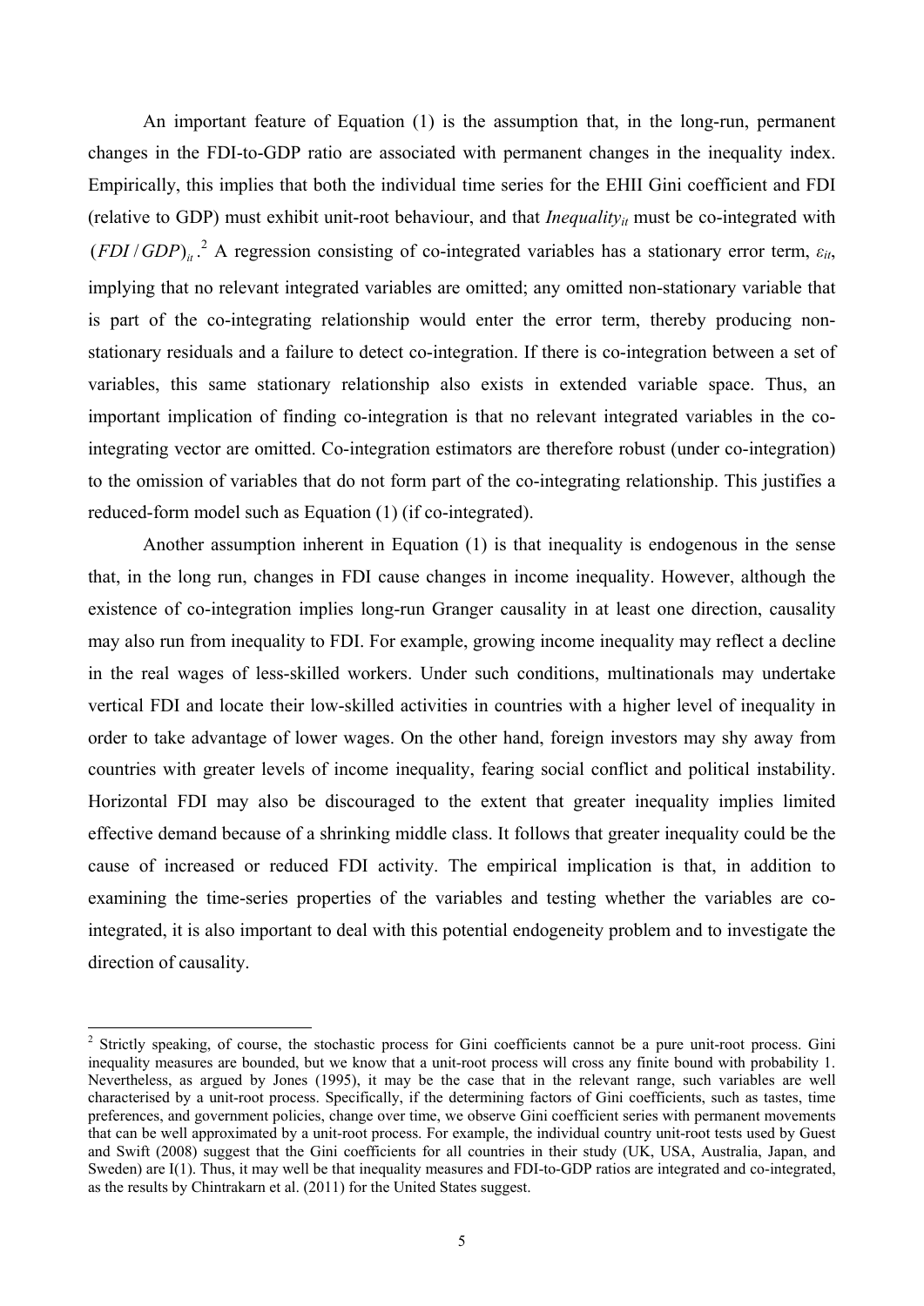An important feature of Equation (1) is the assumption that, in the long-run, permanent changes in the FDI-to-GDP ratio are associated with permanent changes in the inequality index. Empirically, this implies that both the individual time series for the EHII Gini coefficient and FDI (relative to GDP) must exhibit unit-root behaviour, and that $Inequality_{it}$ must be co-integrated with $(FDI/GDP)_{it}$.[2] A regression consisting of co-integrated variables has a stationary error term, $\varepsilon_{it}$, implying that no relevant integrated variables are omitted; any omitted non-stationary variable that is part of the co-integrating relationship would enter the error term, thereby producing non-stationary residuals and a failure to detect co-integration. If there is co-integration between a set of variables, this same stationary relationship also exists in extended variable space. Thus, an important implication of finding co-integration is that no relevant integrated variables in the co-integrating vector are omitted. Co-integration estimators are therefore robust (under co-integration) to the omission of variables that do not form part of the co-integrating relationship. This justifies a reduced-form model such as Equation (1) (if co-integrated).

Another assumption inherent in Equation (1) is that inequality is endogenous in the sense that, in the long run, changes in FDI cause changes in income inequality. However, although the existence of co-integration implies long-run Granger causality in at least one direction, causality may also run from inequality to FDI. For example, growing income inequality may reflect a decline in the real wages of less-skilled workers. Under such conditions, multinationals may undertake vertical FDI and locate their low-skilled activities in countries with a higher level of inequality in order to take advantage of lower wages. On the other hand, foreign investors may shy away from countries with greater levels of income inequality, fearing social conflict and political instability. Horizontal FDI may also be discouraged to the extent that greater inequality implies limited effective demand because of a shrinking middle class. It follows that greater inequality could be the cause of increased or reduced FDI activity. The empirical implication is that, in addition to examining the time-series properties of the variables and testing whether the variables are co-integrated, it is also important to deal with this potential endogeneity problem and to investigate the direction of causality.

[2] Strictly speaking, of course, the stochastic process for Gini coefficients cannot be a pure unit-root process. Gini inequality measures are bounded, but we know that a unit-root process will cross any finite bound with probability 1. Nevertheless, as argued by Jones (1995), it may be the case that in the relevant range, such variables are well characterised by a unit-root process. Specifically, if the determining factors of Gini coefficients, such as tastes, time preferences, and government policies, change over time, we observe Gini coefficient series with permanent movements that can be well approximated by a unit-root process. For example, the individual country unit-root tests used by Guest and Swift (2008) suggest that the Gini coefficients for all countries in their study (UK, USA, Australia, Japan, and Sweden) are I(1). Thus, it may well be that inequality measures and FDI-to-GDP ratios are integrated and co-integrated, as the results by Chintrakarn et al. (2011) for the United States suggest.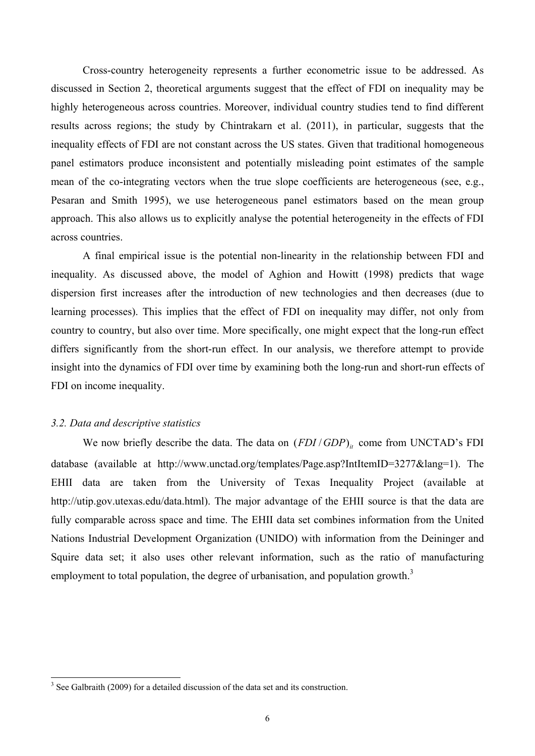Cross-country heterogeneity represents a further econometric issue to be addressed. As discussed in Section 2, theoretical arguments suggest that the effect of FDI on inequality may be highly heterogeneous across countries. Moreover, individual country studies tend to find different results across regions; the study by Chintrakarn et al. (2011), in particular, suggests that the inequality effects of FDI are not constant across the US states. Given that traditional homogeneous panel estimators produce inconsistent and potentially misleading point estimates of the sample mean of the co-integrating vectors when the true slope coefficients are heterogeneous (see, e.g., Pesaran and Smith 1995), we use heterogeneous panel estimators based on the mean group approach. This also allows us to explicitly analyse the potential heterogeneity in the effects of FDI across countries.

A final empirical issue is the potential non-linearity in the relationship between FDI and inequality. As discussed above, the model of Aghion and Howitt (1998) predicts that wage dispersion first increases after the introduction of new technologies and then decreases (due to learning processes). This implies that the effect of FDI on inequality may differ, not only from country to country, but also over time. More specifically, one might expect that the long-run effect differs significantly from the short-run effect. In our analysis, we therefore attempt to provide insight into the dynamics of FDI over time by examining both the long-run and short-run effects of FDI on income inequality.

### *3.2. Data and descriptive statistics*

We now briefly describe the data. The data on $(FDI/GDP)_{it}$ come from UNCTAD's FDI database (available at http://www.unctad.org/templates/Page.asp?IntItemID=3277&lang=1). The EHII data are taken from the University of Texas Inequality Project (available at http://utip.gov.utexas.edu/data.html). The major advantage of the EHII source is that the data are fully comparable across space and time. The EHII data set combines information from the United Nations Industrial Development Organization (UNIDO) with information from the Deininger and Squire data set; it also uses other relevant information, such as the ratio of manufacturing employment to total population, the degree of urbanisation, and population growth.[3]

[3] See Galbraith (2009) for a detailed discussion of the data set and its construction.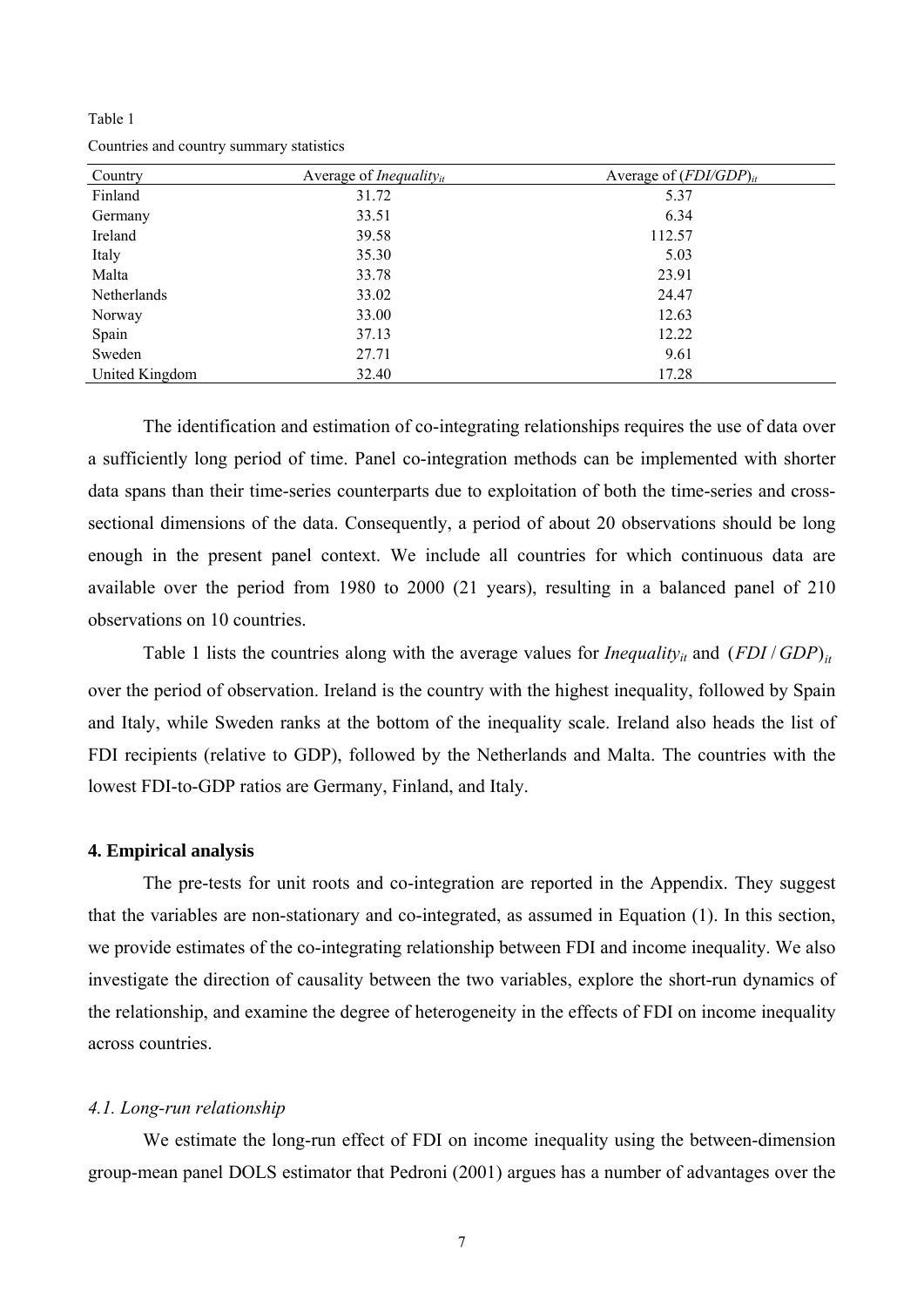Table 1

Countries and country summary statistics

| Country | Average of $Inequality_{it}$ | Average of $(FDI/GDP)_{it}$ |
|---|---|---|
| Finland | 31.72 | 5.37 |
| Germany | 33.51 | 6.34 |
| Ireland | 39.58 | 112.57 |
| Italy | 35.30 | 5.03 |
| Malta | 33.78 | 23.91 |
| Netherlands | 33.02 | 24.47 |
| Norway | 33.00 | 12.63 |
| Spain | 37.13 | 12.22 |
| Sweden | 27.71 | 9.61 |
| United Kingdom | 32.40 | 17.28 |

The identification and estimation of co-integrating relationships requires the use of data over a sufficiently long period of time. Panel co-integration methods can be implemented with shorter data spans than their time-series counterparts due to exploitation of both the time-series and cross-sectional dimensions of the data. Consequently, a period of about 20 observations should be long enough in the present panel context. We include all countries for which continuous data are available over the period from 1980 to 2000 (21 years), resulting in a balanced panel of 210 observations on 10 countries.

Table 1 lists the countries along with the average values for $Inequality_{it}$ and $(FDI/GDP)_{it}$ over the period of observation. Ireland is the country with the highest inequality, followed by Spain and Italy, while Sweden ranks at the bottom of the inequality scale. Ireland also heads the list of FDI recipients (relative to GDP), followed by the Netherlands and Malta. The countries with the lowest FDI-to-GDP ratios are Germany, Finland, and Italy.

## 4. Empirical analysis

The pre-tests for unit roots and co-integration are reported in the Appendix. They suggest that the variables are non-stationary and co-integrated, as assumed in Equation (1). In this section, we provide estimates of the co-integrating relationship between FDI and income inequality. We also investigate the direction of causality between the two variables, explore the short-run dynamics of the relationship, and examine the degree of heterogeneity in the effects of FDI on income inequality across countries.

### *4.1. Long-run relationship*

We estimate the long-run effect of FDI on income inequality using the between-dimension group-mean panel DOLS estimator that Pedroni (2001) argues has a number of advantages over the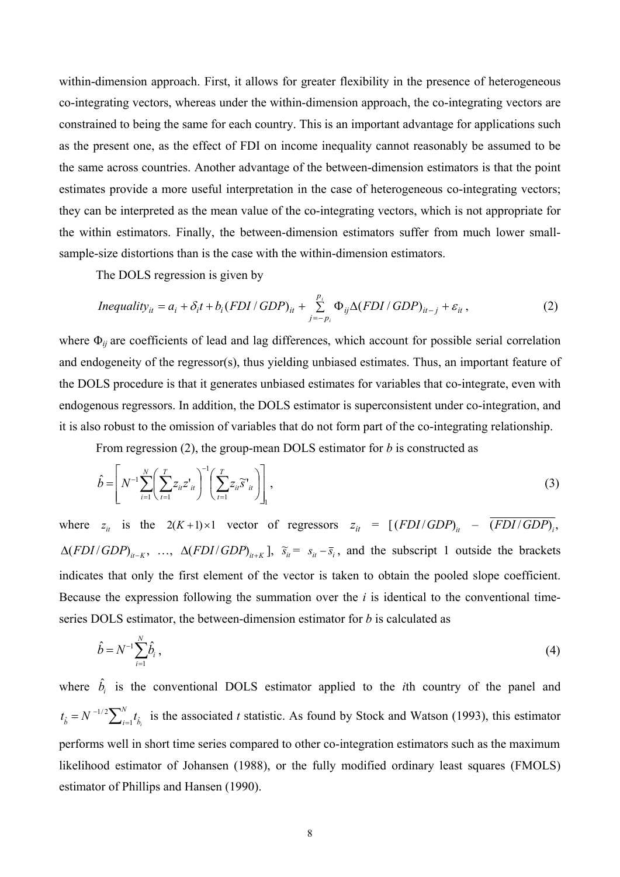within-dimension approach. First, it allows for greater flexibility in the presence of heterogeneous co-integrating vectors, whereas under the within-dimension approach, the co-integrating vectors are constrained to being the same for each country. This is an important advantage for applications such as the present one, as the effect of FDI on income inequality cannot reasonably be assumed to be the same across countries. Another advantage of the between-dimension estimators is that the point estimates provide a more useful interpretation in the case of heterogeneous co-integrating vectors; they can be interpreted as the mean value of the co-integrating vectors, which is not appropriate for the within estimators. Finally, the between-dimension estimators suffer from much lower small-sample-size distortions than is the case with the within-dimension estimators.

The DOLS regression is given by

$$Inequality_{it} = a_i + \delta_i t + b_i (FDI/GDP)_{it} + \sum_{j=-p_i}^{p_i} \Phi_{ij} \Delta (FDI/GDP)_{it-j} + \varepsilon_{it}\,, \tag{2}$$

where $\Phi_{ij}$ are coefficients of lead and lag differences, which account for possible serial correlation and endogeneity of the regressor(s), thus yielding unbiased estimates. Thus, an important feature of the DOLS procedure is that it generates unbiased estimates for variables that co-integrate, even with endogenous regressors. In addition, the DOLS estimator is superconsistent under co-integration, and it is also robust to the omission of variables that do not form part of the co-integrating relationship.

From regression (2), the group-mean DOLS estimator for *b* is constructed as

$$\hat{b} = \left[ N^{-1} \sum_{i=1}^{N} \left( \sum_{t=1}^{T} z_{it} z'_{it} \right)^{-1} \left( \sum_{t=1}^{T} z_{it} \tilde{s}'_{it} \right) \right]_1, \tag{3}$$

where $z_{it}$ is the $2(K+1) \times 1$ vector of regressors $z_{it} = [(FDI/GDP)_{it} - \overline{(FDI/GDP)_i},$ $\Delta(FDI/GDP)_{it-K}, \; \ldots, \; \Delta(FDI/GDP)_{it+K}]$, $\tilde{s}_{it} = s_{it} - \bar{s}_i$, and the subscript 1 outside the brackets indicates that only the first element of the vector is taken to obtain the pooled slope coefficient. Because the expression following the summation over the *i* is identical to the conventional time-series DOLS estimator, the between-dimension estimator for *b* is calculated as

$$\hat{b} = N^{-1} \sum_{i=1}^{N} \hat{b}_i\,, \tag{4}$$

where $\hat{b}_i$ is the conventional DOLS estimator applied to the *i*th country of the panel and $t_{\hat{b}} = N^{-1/2} \sum_{i=1}^{N} t_{\hat{b}_i}$ is the associated *t* statistic. As found by Stock and Watson (1993), this estimator performs well in short time series compared to other co-integration estimators such as the maximum likelihood estimator of Johansen (1988), or the fully modified ordinary least squares (FMOLS) estimator of Phillips and Hansen (1990).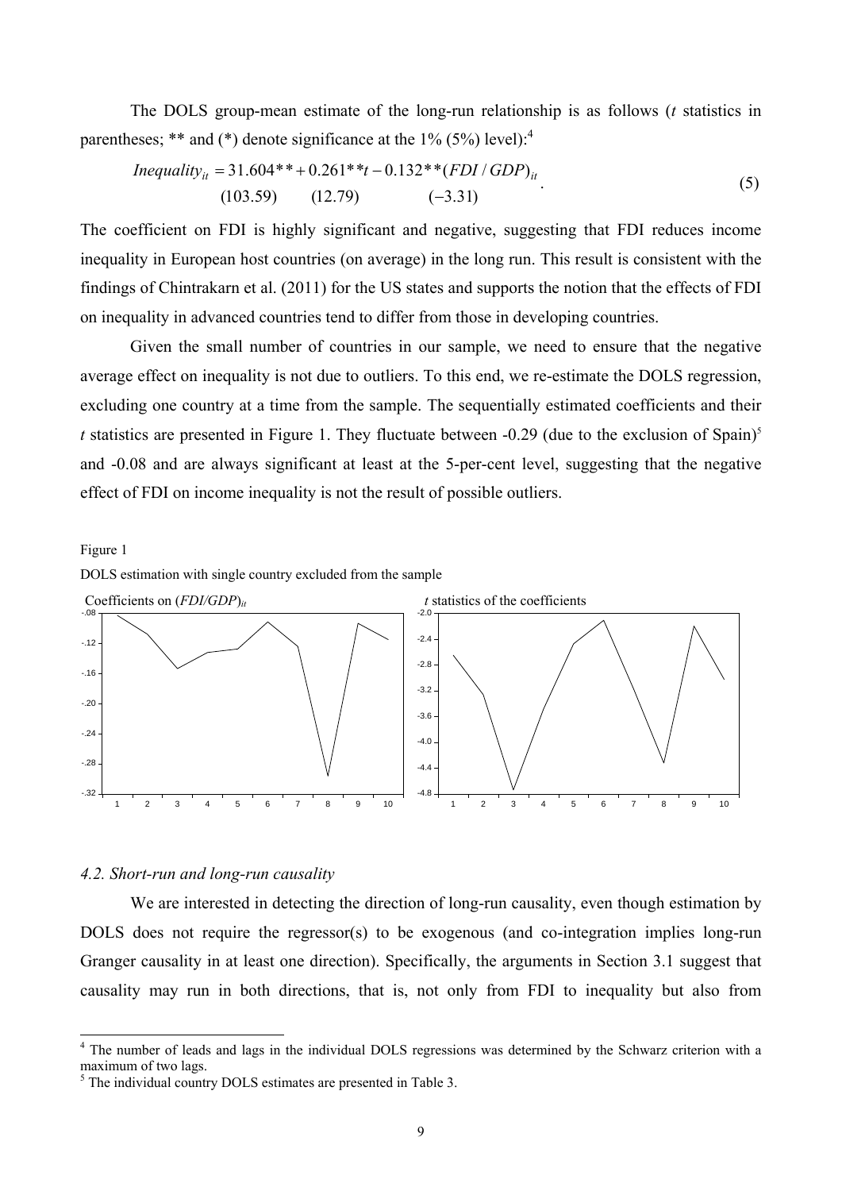The DOLS group-mean estimate of the long-run relationship is as follows ($t$ statistics in parentheses; ** and (*) denote significance at the 1% (5%) level):[4]

$$Inequality_{it} = \underset{(103.59)}{31.604^{**}} + \underset{(12.79)}{0.261^{**}t} - \underset{(-3.31)}{0.132^{**}(FDI/GDP)_{it}} . \tag{5}$$

The coefficient on FDI is highly significant and negative, suggesting that FDI reduces income inequality in European host countries (on average) in the long run. This result is consistent with the findings of Chintrakarn et al. (2011) for the US states and supports the notion that the effects of FDI on inequality in advanced countries tend to differ from those in developing countries.

Given the small number of countries in our sample, we need to ensure that the negative average effect on inequality is not due to outliers. To this end, we re-estimate the DOLS regression, excluding one country at a time from the sample. The sequentially estimated coefficients and their $t$ statistics are presented in Figure 1. They fluctuate between -0.29 (due to the exclusion of Spain)[5] and -0.08 and are always significant at least at the 5-per-cent level, suggesting that the negative effect of FDI on income inequality is not the result of possible outliers.

Figure 1

DOLS estimation with single country excluded from the sample

Coefficients on $(FDI/GDP)_{it}$

-.08
-.12
-.16
-.20
-.24
-.28
-.32
1 2 3 4 5 6 7 8 9 10

$t$ statistics of the coefficients

-2.0
-2.4
-2.8
-3.2
-3.6
-4.0
-4.4
-4.8
1 2 3 4 5 6 7 8 9 10

### 4.2. Short-run and long-run causality

We are interested in detecting the direction of long-run causality, even though estimation by DOLS does not require the regressor(s) to be exogenous (and co-integration implies long-run Granger causality in at least one direction). Specifically, the arguments in Section 3.1 suggest that causality may run in both directions, that is, not only from FDI to inequality but also from

[4] The number of leads and lags in the individual DOLS regressions was determined by the Schwarz criterion with a maximum of two lags.

[5] The individual country DOLS estimates are presented in Table 3.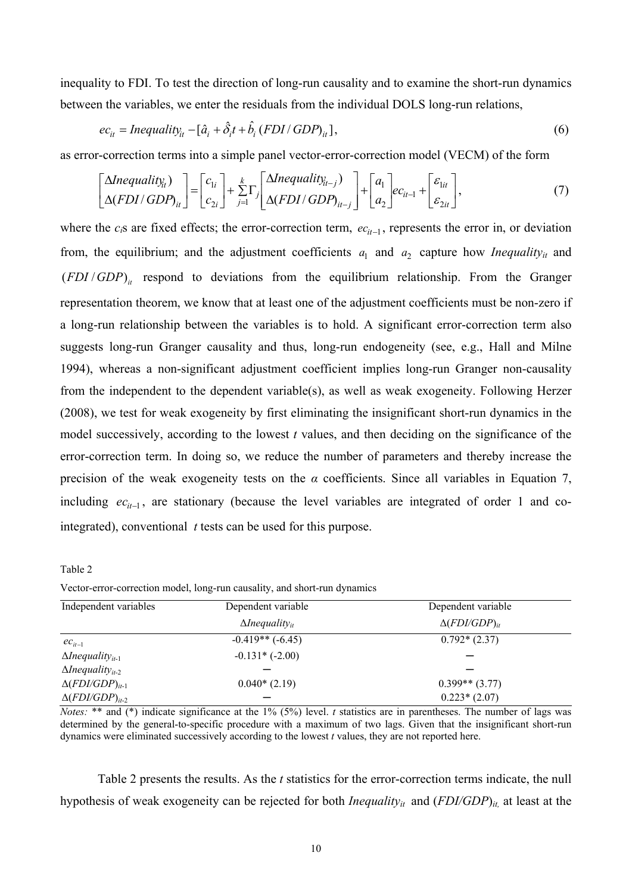inequality to FDI. To test the direction of long-run causality and to examine the short-run dynamics between the variables, we enter the residuals from the individual DOLS long-run relations,

$$ec_{it} = Inequality_{it} - [\hat{a}_i + \hat{\delta}_i t + \hat{b}_i\,(FDI/GDP)_{it}], \tag{6}$$

as error-correction terms into a simple panel vector-error-correction model (VECM) of the form

$$\begin{bmatrix} \Delta Inequality_{it} \\ \Delta (FDI/GDP)_{it} \end{bmatrix} = \begin{bmatrix} c_{1i} \\ c_{2i} \end{bmatrix} + \sum_{j=1}^{k} \Gamma_j \begin{bmatrix} \Delta Inequality_{it-j} \\ \Delta (FDI/GDP)_{it-j} \end{bmatrix} + \begin{bmatrix} a_1 \\ a_2 \end{bmatrix} ec_{it-1} + \begin{bmatrix} \varepsilon_{1it} \\ \varepsilon_{2it} \end{bmatrix}, \tag{7}$$

where the $c_i$s are fixed effects; the error-correction term, $ec_{it-1}$, represents the error in, or deviation from, the equilibrium; and the adjustment coefficients $a_1$ and $a_2$ capture how $Inequality_{it}$ and $(FDI/GDP)_{it}$ respond to deviations from the equilibrium relationship. From the Granger representation theorem, we know that at least one of the adjustment coefficients must be non-zero if a long-run relationship between the variables is to hold. A significant error-correction term also suggests long-run Granger causality and thus, long-run endogeneity (see, e.g., Hall and Milne 1994), whereas a non-significant adjustment coefficient implies long-run Granger non-causality from the independent to the dependent variable(s), as well as weak exogeneity. Following Herzer (2008), we test for weak exogeneity by first eliminating the insignificant short-run dynamics in the model successively, according to the lowest *t* values, and then deciding on the significance of the error-correction term. In doing so, we reduce the number of parameters and thereby increase the precision of the weak exogeneity tests on the $\alpha$ coefficients. Since all variables in Equation 7, including $ec_{it-1}$, are stationary (because the level variables are integrated of order 1 and co-integrated), conventional *t* tests can be used for this purpose.

Table 2

Vector-error-correction model, long-run causality, and short-run dynamics

| Independent variables | Dependent variable $\Delta Inequality_{it}$ | Dependent variable $\Delta(FDI/GDP)_{it}$ |
|---|---|---|
| $ec_{it-1}$ | -0.419** (-6.45) | 0.792* (2.37) |
| $\Delta Inequality_{it-1}$ | -0.131* (-2.00) | − |
| $\Delta Inequality_{it-2}$ | − | − |
| $\Delta(FDI/GDP)_{it-1}$ | 0.040* (2.19) | 0.399** (3.77) |
| $\Delta(FDI/GDP)_{it-2}$ | − | 0.223* (2.07) |

*Notes:* ** and (*) indicate significance at the 1% (5%) level. *t* statistics are in parentheses. The number of lags was determined by the general-to-specific procedure with a maximum of two lags. Given that the insignificant short-run dynamics were eliminated successively according to the lowest *t* values, they are not reported here.

Table 2 presents the results. As the *t* statistics for the error-correction terms indicate, the null hypothesis of weak exogeneity can be rejected for both $Inequality_{it}$ and $(FDI/GDP)_{it}$, at least at the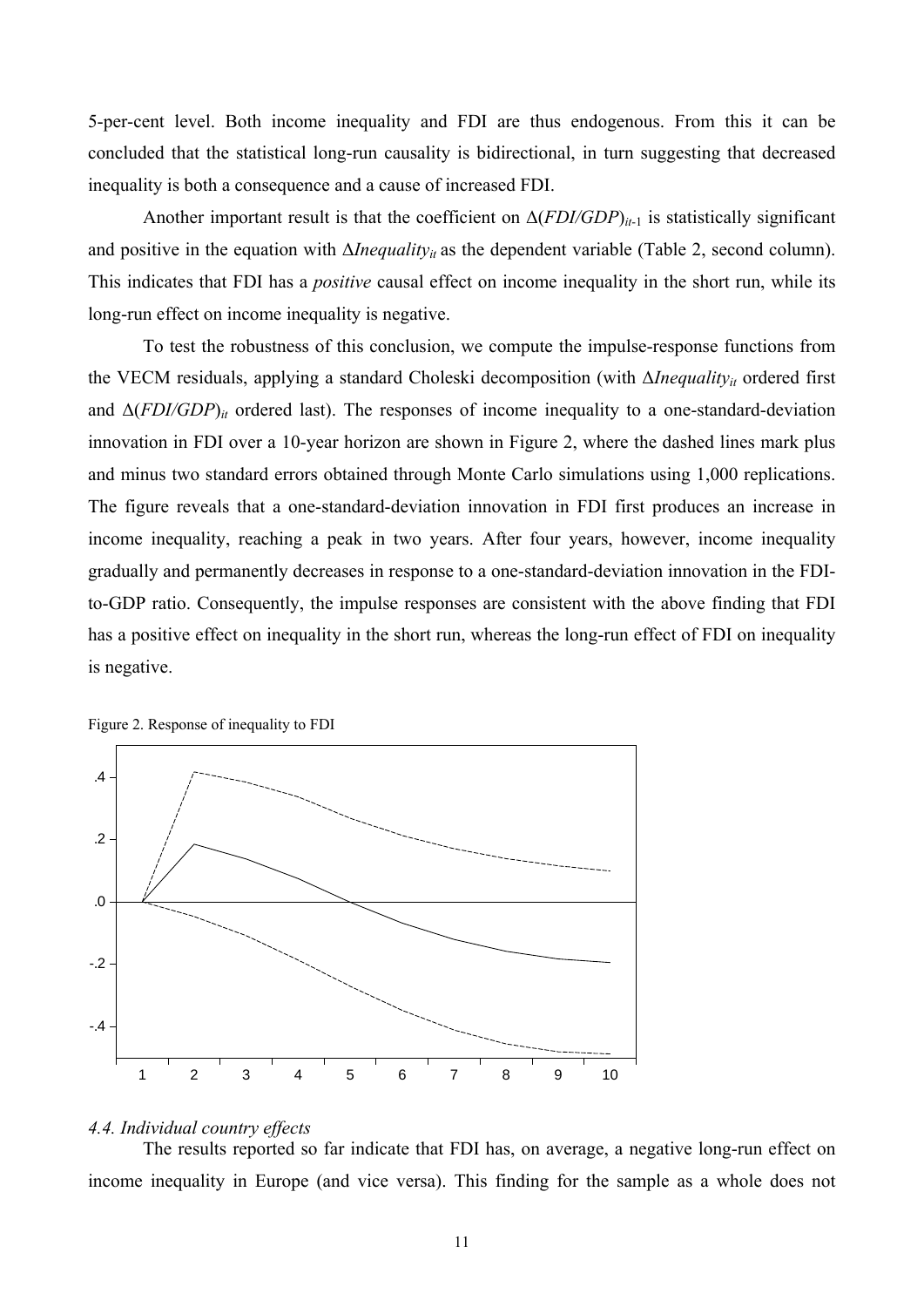5-per-cent level. Both income inequality and FDI are thus endogenous. From this it can be concluded that the statistical long-run causality is bidirectional, in turn suggesting that decreased inequality is both a consequence and a cause of increased FDI.

Another important result is that the coefficient on $\Delta(FDI/GDP)_{it-1}$ is statistically significant and positive in the equation with $\Delta Inequality_{it}$ as the dependent variable (Table 2, second column). This indicates that FDI has a *positive* causal effect on income inequality in the short run, while its long-run effect on income inequality is negative.

To test the robustness of this conclusion, we compute the impulse-response functions from the VECM residuals, applying a standard Choleski decomposition (with $\Delta Inequality_{it}$ ordered first and $\Delta(FDI/GDP)_{it}$ ordered last). The responses of income inequality to a one-standard-deviation innovation in FDI over a 10-year horizon are shown in Figure 2, where the dashed lines mark plus and minus two standard errors obtained through Monte Carlo simulations using 1,000 replications. The figure reveals that a one-standard-deviation innovation in FDI first produces an increase in income inequality, reaching a peak in two years. After four years, however, income inequality gradually and permanently decreases in response to a one-standard-deviation innovation in the FDI-to-GDP ratio. Consequently, the impulse responses are consistent with the above finding that FDI has a positive effect on inequality in the short run, whereas the long-run effect of FDI on inequality is negative.

Figure 2. Response of inequality to FDI

*4.4. Individual country effects*

The results reported so far indicate that FDI has, on average, a negative long-run effect on income inequality in Europe (and vice versa). This finding for the sample as a whole does not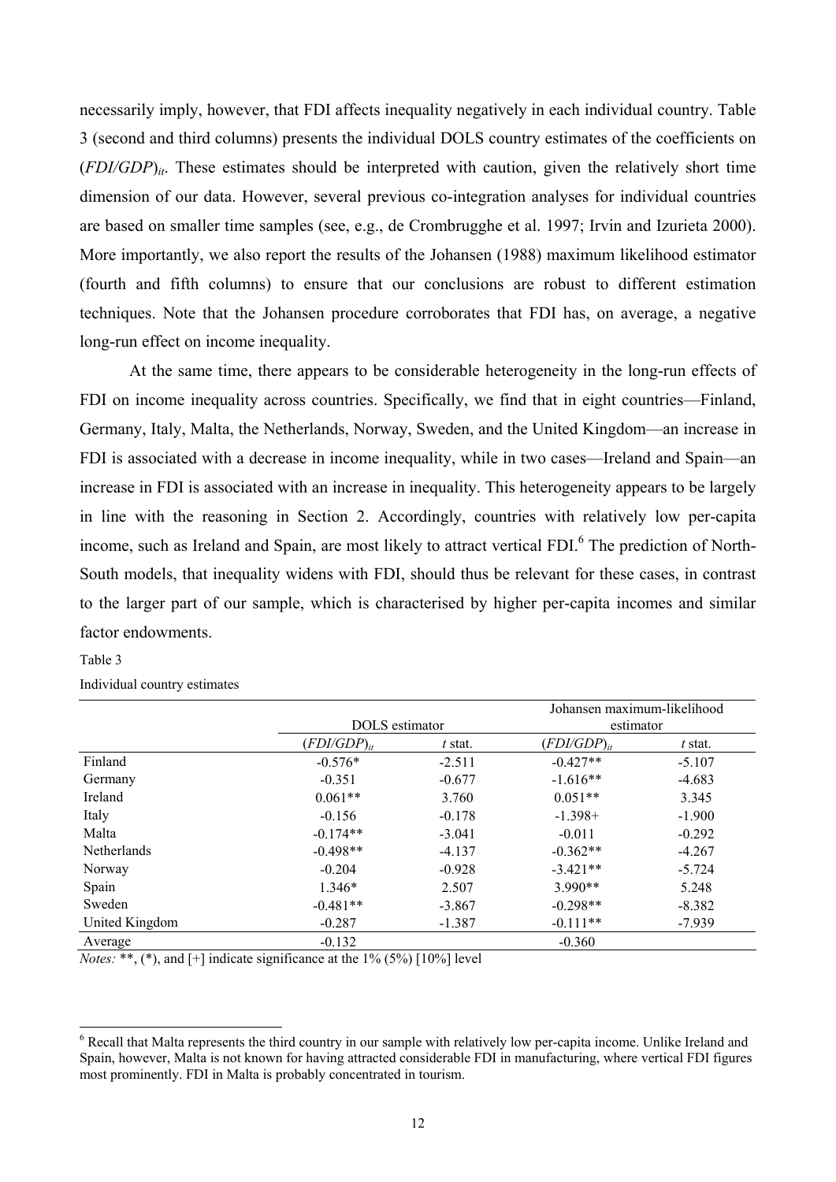necessarily imply, however, that FDI affects inequality negatively in each individual country. Table 3 (second and third columns) presents the individual DOLS country estimates of the coefficients on $(FDI/GDP)_{it}$. These estimates should be interpreted with caution, given the relatively short time dimension of our data. However, several previous co-integration analyses for individual countries are based on smaller time samples (see, e.g., de Crombrugghe et al. 1997; Irvin and Izurieta 2000). More importantly, we also report the results of the Johansen (1988) maximum likelihood estimator (fourth and fifth columns) to ensure that our conclusions are robust to different estimation techniques. Note that the Johansen procedure corroborates that FDI has, on average, a negative long-run effect on income inequality.

At the same time, there appears to be considerable heterogeneity in the long-run effects of FDI on income inequality across countries. Specifically, we find that in eight countries—Finland, Germany, Italy, Malta, the Netherlands, Norway, Sweden, and the United Kingdom—an increase in FDI is associated with a decrease in income inequality, while in two cases—Ireland and Spain—an increase in FDI is associated with an increase in inequality. This heterogeneity appears to be largely in line with the reasoning in Section 2. Accordingly, countries with relatively low per-capita income, such as Ireland and Spain, are most likely to attract vertical FDI.[6] The prediction of North-South models, that inequality widens with FDI, should thus be relevant for these cases, in contrast to the larger part of our sample, which is characterised by higher per-capita incomes and similar factor endowments.

Table 3

Individual country estimates

| | DOLS estimator | | Johansen maximum-likelihood estimator | |
|---|---|---|---|---|
| | $(FDI/GDP)_{it}$ | *t* stat. | $(FDI/GDP)_{it}$ | *t* stat. |
| Finland | -0.576* | -2.511 | -0.427** | -5.107 |
| Germany | -0.351 | -0.677 | -1.616** | -4.683 |
| Ireland | 0.061** | 3.760 | 0.051** | 3.345 |
| Italy | -0.156 | -0.178 | -1.398+ | -1.900 |
| Malta | -0.174** | -3.041 | -0.011 | -0.292 |
| Netherlands | -0.498** | -4.137 | -0.362** | -4.267 |
| Norway | -0.204 | -0.928 | -3.421** | -5.724 |
| Spain | 1.346* | 2.507 | 3.990** | 5.248 |
| Sweden | -0.481** | -3.867 | -0.298** | -8.382 |
| United Kingdom | -0.287 | -1.387 | -0.111** | -7.939 |
| Average | -0.132 | | -0.360 | |

*Notes:* **, (*), and [+] indicate significance at the 1% (5%) [10%] level

[6] Recall that Malta represents the third country in our sample with relatively low per-capita income. Unlike Ireland and Spain, however, Malta is not known for having attracted considerable FDI in manufacturing, where vertical FDI figures most prominently. FDI in Malta is probably concentrated in tourism.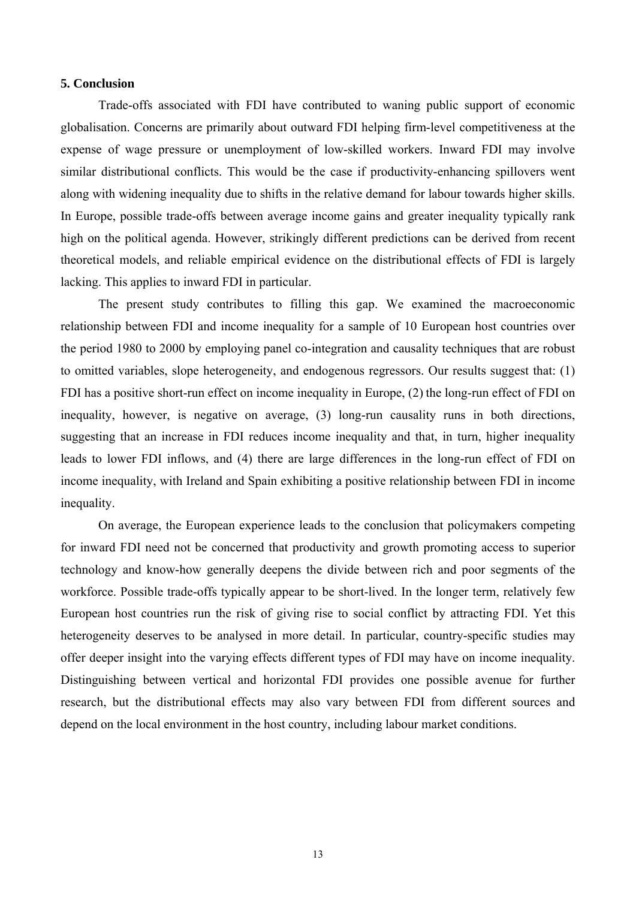## 5. Conclusion

Trade-offs associated with FDI have contributed to waning public support of economic globalisation. Concerns are primarily about outward FDI helping firm-level competitiveness at the expense of wage pressure or unemployment of low-skilled workers. Inward FDI may involve similar distributional conflicts. This would be the case if productivity-enhancing spillovers went along with widening inequality due to shifts in the relative demand for labour towards higher skills. In Europe, possible trade-offs between average income gains and greater inequality typically rank high on the political agenda. However, strikingly different predictions can be derived from recent theoretical models, and reliable empirical evidence on the distributional effects of FDI is largely lacking. This applies to inward FDI in particular.

The present study contributes to filling this gap. We examined the macroeconomic relationship between FDI and income inequality for a sample of 10 European host countries over the period 1980 to 2000 by employing panel co-integration and causality techniques that are robust to omitted variables, slope heterogeneity, and endogenous regressors. Our results suggest that: (1) FDI has a positive short-run effect on income inequality in Europe, (2) the long-run effect of FDI on inequality, however, is negative on average, (3) long-run causality runs in both directions, suggesting that an increase in FDI reduces income inequality and that, in turn, higher inequality leads to lower FDI inflows, and (4) there are large differences in the long-run effect of FDI on income inequality, with Ireland and Spain exhibiting a positive relationship between FDI in income inequality.

On average, the European experience leads to the conclusion that policymakers competing for inward FDI need not be concerned that productivity and growth promoting access to superior technology and know-how generally deepens the divide between rich and poor segments of the workforce. Possible trade-offs typically appear to be short-lived. In the longer term, relatively few European host countries run the risk of giving rise to social conflict by attracting FDI. Yet this heterogeneity deserves to be analysed in more detail. In particular, country-specific studies may offer deeper insight into the varying effects different types of FDI may have on income inequality. Distinguishing between vertical and horizontal FDI provides one possible avenue for further research, but the distributional effects may also vary between FDI from different sources and depend on the local environment in the host country, including labour market conditions.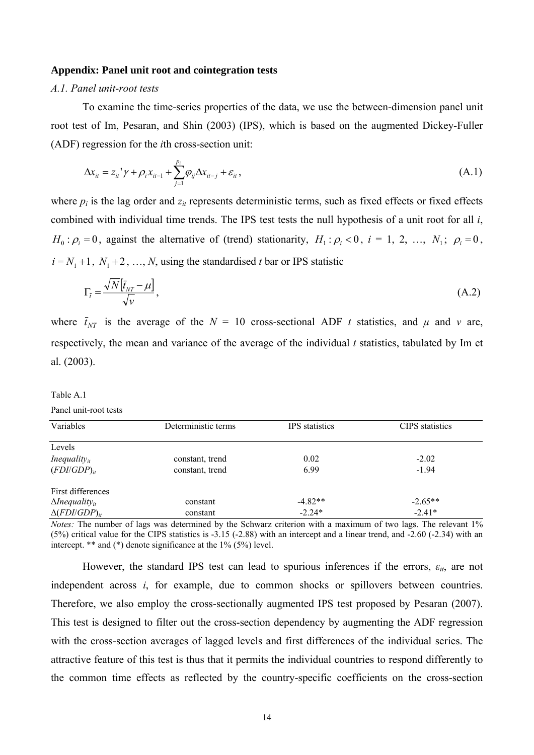**Appendix: Panel unit root and cointegration tests**

*A.1. Panel unit-root tests*

To examine the time-series properties of the data, we use the between-dimension panel unit root test of Im, Pesaran, and Shin (2003) (IPS), which is based on the augmented Dickey-Fuller (ADF) regression for the *i*th cross-section unit:

$$\Delta x_{it} = z_{it}'\gamma + \rho_i x_{it-1} + \sum_{j=1}^{p_i} \varphi_{ij} \Delta x_{it-j} + \varepsilon_{it}, \tag{A.1}$$

where $p_i$ is the lag order and $z_{it}$ represents deterministic terms, such as fixed effects or fixed effects combined with individual time trends. The IPS test tests the null hypothesis of a unit root for all *i*, $H_0: \rho_i = 0$, against the alternative of (trend) stationarity, $H_1: \rho_i < 0$, $i$ = 1, 2, …, $N_1$; $\rho_i = 0$, $i = N_1 + 1$, $N_1 + 2$, …, $N$, using the standardised *t* bar or IPS statistic

$$\Gamma_{\bar{t}} = \frac{\sqrt{N}\left[\bar{t}_{NT} - \mu\right]}{\sqrt{v}}, \tag{A.2}$$

where $\bar{t}_{NT}$ is the average of the $N$ = 10 cross-sectional ADF *t* statistics, and $\mu$ and $v$ are, respectively, the mean and variance of the average of the individual *t* statistics, tabulated by Im et al. (2003).

Table A.1

Panel unit-root tests

| Variables | Deterministic terms | IPS statistics | CIPS statistics |
|---|---|---|---|
| Levels | | | |
| $Inequality_{it}$ | constant, trend | 0.02 | -2.02 |
| $(FDI/GDP)_{it}$ | constant, trend | 6.99 | -1.94 |
| First differences | | | |
| $\Delta Inequality_{it}$ | constant | -4.82** | -2.65** |
| $\Delta(FDI/GDP)_{it}$ | constant | -2.24* | -2.41* |

*Notes:* The number of lags was determined by the Schwarz criterion with a maximum of two lags. The relevant 1% (5%) critical value for the CIPS statistics is -3.15 (-2.88) with an intercept and a linear trend, and -2.60 (-2.34) with an intercept. ** and (*) denote significance at the 1% (5%) level.

However, the standard IPS test can lead to spurious inferences if the errors, $\varepsilon_{it}$, are not independent across *i*, for example, due to common shocks or spillovers between countries. Therefore, we also employ the cross-sectionally augmented IPS test proposed by Pesaran (2007). This test is designed to filter out the cross-section dependency by augmenting the ADF regression with the cross-section averages of lagged levels and first differences of the individual series. The attractive feature of this test is thus that it permits the individual countries to respond differently to the common time effects as reflected by the country-specific coefficients on the cross-section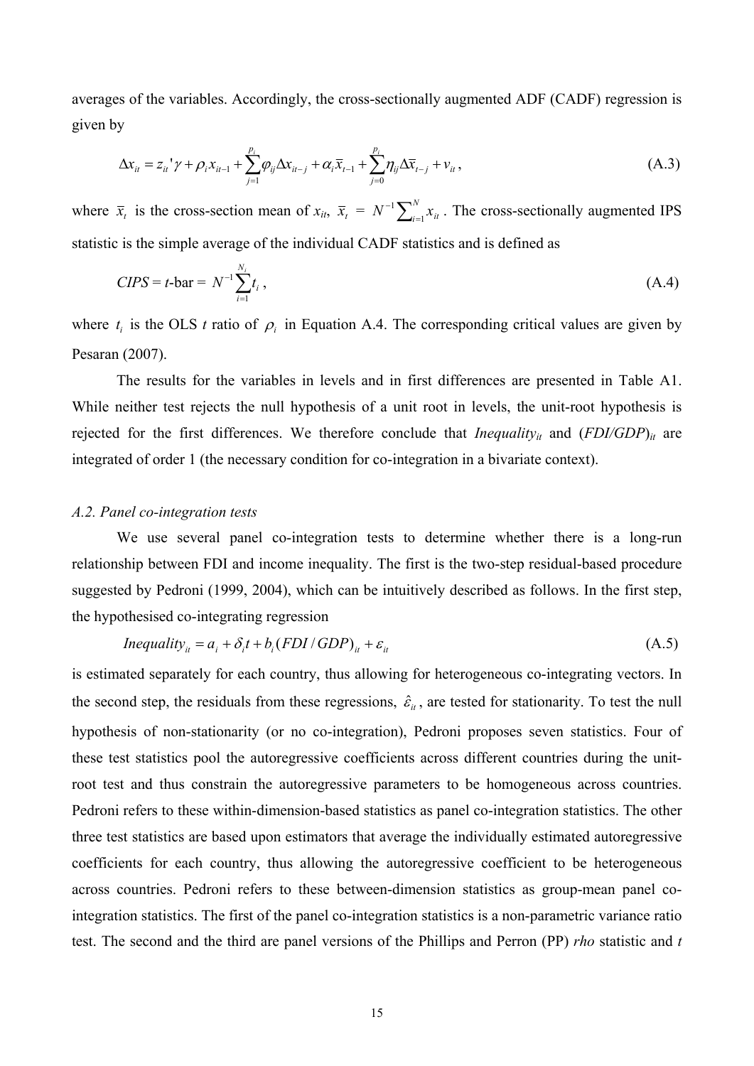averages of the variables. Accordingly, the cross-sectionally augmented ADF (CADF) regression is given by

$$\Delta x_{it} = z_{it}'\gamma + \rho_i x_{it-1} + \sum_{j=1}^{p_i} \varphi_{ij} \Delta x_{it-j} + \alpha_i \bar{x}_{t-1} + \sum_{j=0}^{p_i} \eta_{ij} \Delta \bar{x}_{t-j} + v_{it}, \tag{A.3}$$

where $\bar{x}_t$ is the cross-section mean of $x_{it}$, $\bar{x}_t = N^{-1}\sum_{i=1}^{N} x_{it}$. The cross-sectionally augmented IPS statistic is the simple average of the individual CADF statistics and is defined as

$$CIPS = t\text{-bar} = N^{-1}\sum_{i=1}^{N_i} t_i, \tag{A.4}$$

where $t_i$ is the OLS $t$ ratio of $\rho_i$ in Equation A.4. The corresponding critical values are given by Pesaran (2007).

The results for the variables in levels and in first differences are presented in Table A1. While neither test rejects the null hypothesis of a unit root in levels, the unit-root hypothesis is rejected for the first differences. We therefore conclude that $Inequality_{it}$ and $(FDI/GDP)_{it}$ are integrated of order 1 (the necessary condition for co-integration in a bivariate context).

### *A.2. Panel co-integration tests*

We use several panel co-integration tests to determine whether there is a long-run relationship between FDI and income inequality. The first is the two-step residual-based procedure suggested by Pedroni (1999, 2004), which can be intuitively described as follows. In the first step, the hypothesised co-integrating regression

$$Inequality_{it} = a_i + \delta_i t + b_i (FDI/GDP)_{it} + \varepsilon_{it} \tag{A.5}$$

is estimated separately for each country, thus allowing for heterogeneous co-integrating vectors. In the second step, the residuals from these regressions, $\hat{\varepsilon}_{it}$, are tested for stationarity. To test the null hypothesis of non-stationarity (or no co-integration), Pedroni proposes seven statistics. Four of these test statistics pool the autoregressive coefficients across different countries during the unit-root test and thus constrain the autoregressive parameters to be homogeneous across countries. Pedroni refers to these within-dimension-based statistics as panel co-integration statistics. The other three test statistics are based upon estimators that average the individually estimated autoregressive coefficients for each country, thus allowing the autoregressive coefficient to be heterogeneous across countries. Pedroni refers to these between-dimension statistics as group-mean panel co-integration statistics. The first of the panel co-integration statistics is a non-parametric variance ratio test. The second and the third are panel versions of the Phillips and Perron (PP) *rho* statistic and *t*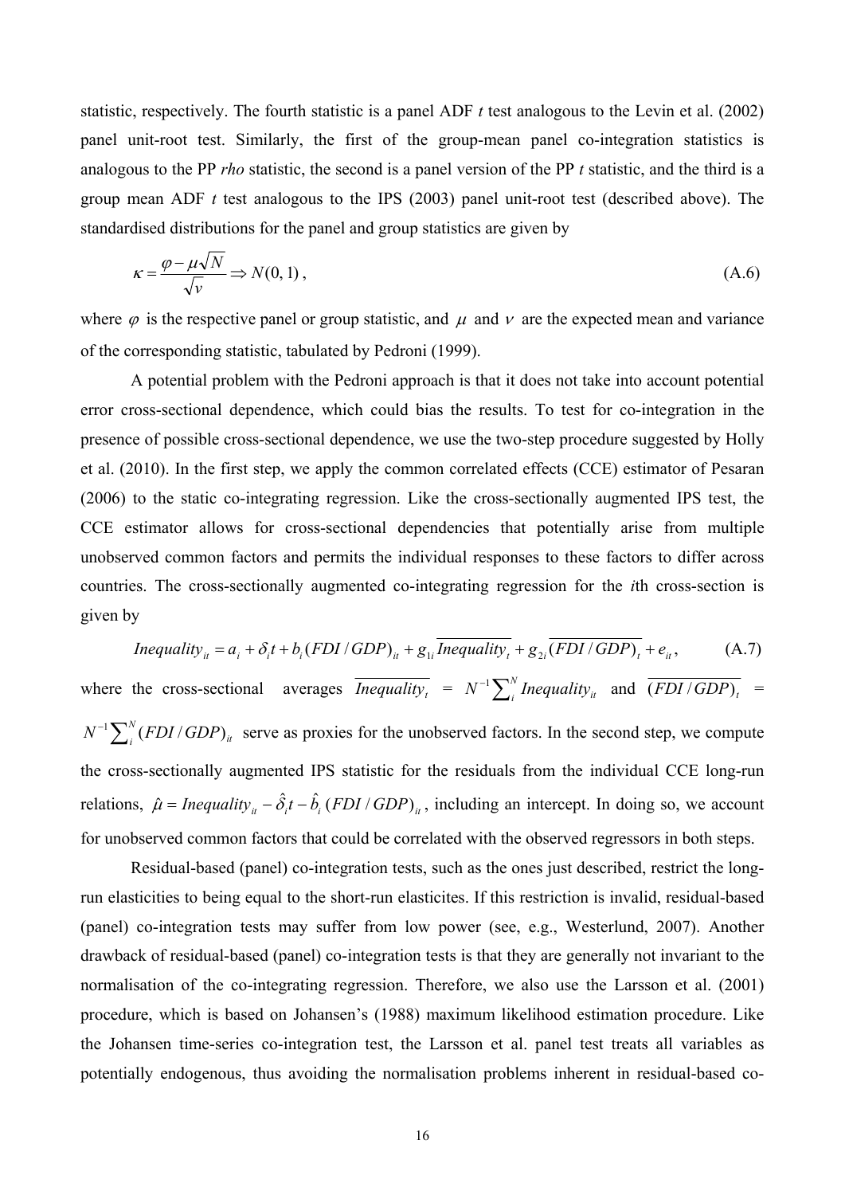statistic, respectively. The fourth statistic is a panel ADF *t* test analogous to the Levin et al. (2002) panel unit-root test. Similarly, the first of the group-mean panel co-integration statistics is analogous to the PP *rho* statistic, the second is a panel version of the PP *t* statistic, and the third is a group mean ADF *t* test analogous to the IPS (2003) panel unit-root test (described above). The standardised distributions for the panel and group statistics are given by

$$\kappa = \frac{\varphi - \mu\sqrt{N}}{\sqrt{v}} \Rightarrow N(0, 1)\,, \tag{A.6}$$

where $\varphi$ is the respective panel or group statistic, and $\mu$ and $v$ are the expected mean and variance of the corresponding statistic, tabulated by Pedroni (1999).

A potential problem with the Pedroni approach is that it does not take into account potential error cross-sectional dependence, which could bias the results. To test for co-integration in the presence of possible cross-sectional dependence, we use the two-step procedure suggested by Holly et al. (2010). In the first step, we apply the common correlated effects (CCE) estimator of Pesaran (2006) to the static co-integrating regression. Like the cross-sectionally augmented IPS test, the CCE estimator allows for cross-sectional dependencies that potentially arise from multiple unobserved common factors and permits the individual responses to these factors to differ across countries. The cross-sectionally augmented co-integrating regression for the *i*th cross-section is given by

$$Inequality_{it} = a_i + \delta_i t + b_i (FDI/GDP)_{it} + g_{1i}\overline{Inequality_t} + g_{2i}\overline{(FDI/GDP)_t} + e_{it}\,, \tag{A.7}$$

where the cross-sectional averages $\overline{Inequality_t} = N^{-1}\sum_i^N Inequality_{it}$ and $\overline{(FDI/GDP)_t} = N^{-1}\sum_i^N (FDI/GDP)_{it}$ serve as proxies for the unobserved factors. In the second step, we compute the cross-sectionally augmented IPS statistic for the residuals from the individual CCE long-run relations, $\hat{\mu} = Inequality_{it} - \hat{\delta}_i t - \hat{b}_i\,(FDI/GDP)_{it}$, including an intercept. In doing so, we account for unobserved common factors that could be correlated with the observed regressors in both steps.

Residual-based (panel) co-integration tests, such as the ones just described, restrict the long-run elasticities to being equal to the short-run elasticites. If this restriction is invalid, residual-based (panel) co-integration tests may suffer from low power (see, e.g., Westerlund, 2007). Another drawback of residual-based (panel) co-integration tests is that they are generally not invariant to the normalisation of the co-integrating regression. Therefore, we also use the Larsson et al. (2001) procedure, which is based on Johansen's (1988) maximum likelihood estimation procedure. Like the Johansen time-series co-integration test, the Larsson et al. panel test treats all variables as potentially endogenous, thus avoiding the normalisation problems inherent in residual-based co-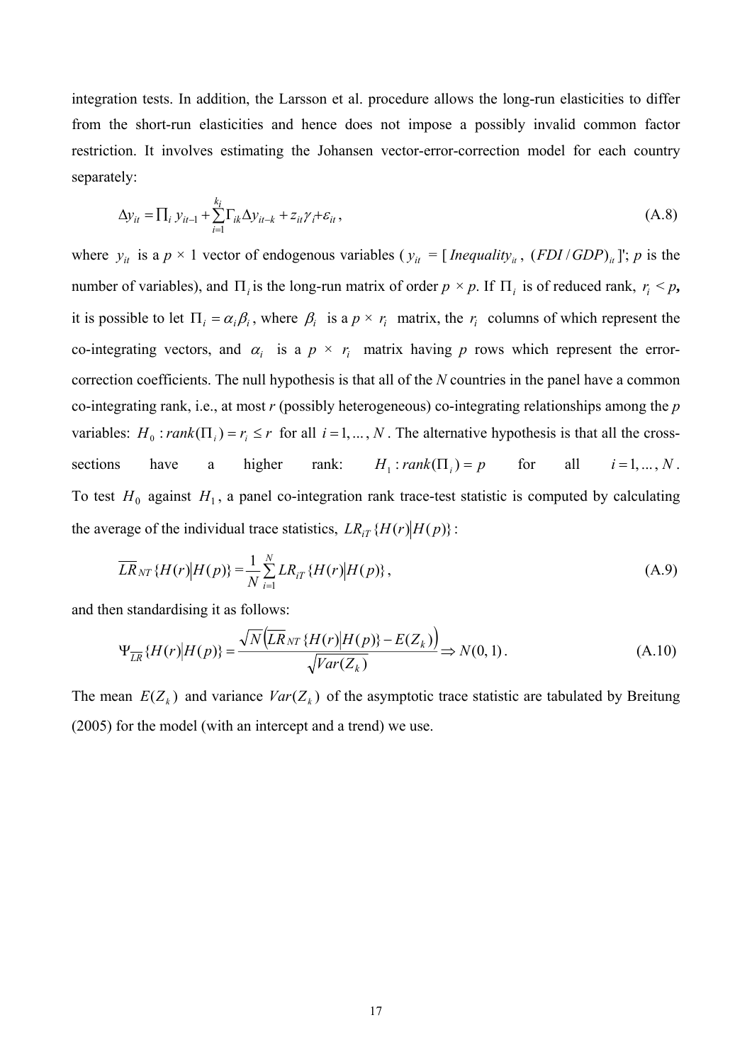integration tests. In addition, the Larsson et al. procedure allows the long-run elasticities to differ from the short-run elasticities and hence does not impose a possibly invalid common factor restriction. It involves estimating the Johansen vector-error-correction model for each country separately:

$$\Delta y_{it} = \Pi_i \, y_{it-1} + \sum_{i=1}^{k_i} \Gamma_{ik} \Delta y_{it-k} + z_{it}\gamma_i + \varepsilon_{it}\,, \tag{A.8}$$

where $y_{it}$ is a $p \times 1$ vector of endogenous variables ($y_{it}$ = [$Inequality_{it}$, $(FDI/GDP)_{it}$]'; $p$ is the number of variables), and $\Pi_i$ is the long-run matrix of order $p \times p$. If $\Pi_i$ is of reduced rank, $r_i < p$**,** it is possible to let $\Pi_i = \alpha_i \beta_i$, where $\beta_i$ is a $p \times r_i$ matrix, the $r_i$ columns of which represent the co-integrating vectors, and $\alpha_i$ is a $p \times r_i$ matrix having $p$ rows which represent the error-correction coefficients. The null hypothesis is that all of the $N$ countries in the panel have a common co-integrating rank, i.e., at most $r$ (possibly heterogeneous) co-integrating relationships among the $p$ variables: $H_0 : rank(\Pi_i) = r_i \leq r$ for all $i = 1, \ldots, N$. The alternative hypothesis is that all the cross-sections have a higher rank: $H_1 : rank(\Pi_i) = p$ for all $i = 1, \ldots, N$. To test $H_0$ against $H_1$, a panel co-integration rank trace-test statistic is computed by calculating the average of the individual trace statistics, $LR_{iT}\{H(r) | H(p)\}$:

$$\overline{LR}_{NT}\{H(r)|H(p)\} = \frac{1}{N}\sum_{i=1}^{N} LR_{iT}\{H(r)|H(p)\}\,, \tag{A.9}$$

and then standardising it as follows:

$$\Psi_{\overline{LR}}\{H(r)|H(p)\} = \frac{\sqrt{N}\left(\overline{LR}_{NT}\{H(r)|H(p)\} - E(Z_k)\right)}{\sqrt{Var(Z_k)}} \Rightarrow N(0,1)\,. \tag{A.10}$$

The mean $E(Z_k)$ and variance $Var(Z_k)$ of the asymptotic trace statistic are tabulated by Breitung (2005) for the model (with an intercept and a trend) we use.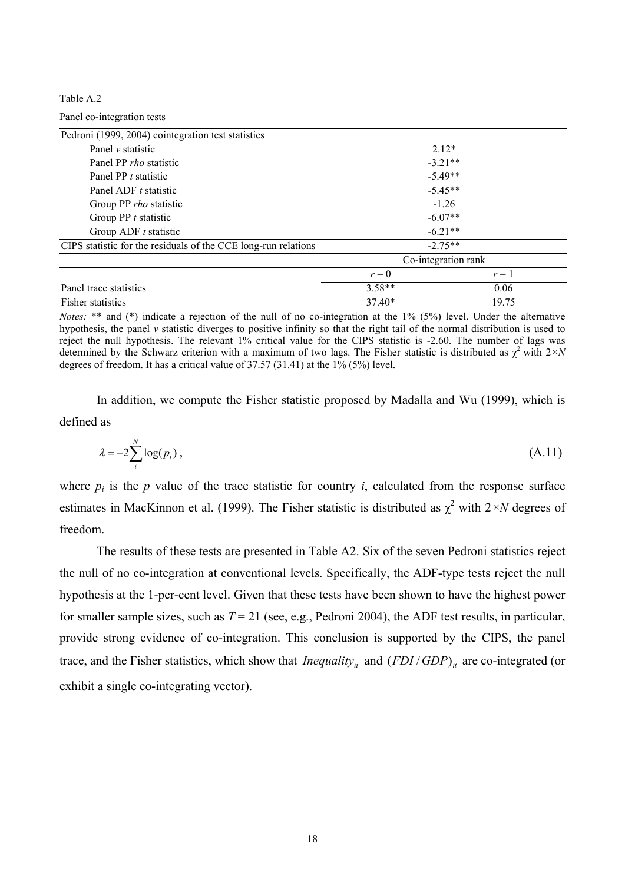Table A.2

Panel co-integration tests

| | | |
|---|---|---|
| Pedroni (1999, 2004) cointegration test statistics | | |
| Panel *v* statistic | 2.12* | |
| Panel PP *rho* statistic | -3.21** | |
| Panel PP *t* statistic | -5.49** | |
| Panel ADF *t* statistic | -5.45** | |
| Group PP *rho* statistic | -1.26 | |
| Group PP *t* statistic | -6.07** | |
| Group ADF *t* statistic | -6.21** | |
| CIPS statistic for the residuals of the CCE long-run relations | -2.75** | |
| | Co-integration rank | |
| | $r = 0$ | $r = 1$ |
| Panel trace statistics | 3.58** | 0.06 |
| Fisher statistics | 37.40* | 19.75 |

*Notes:* ** and (*) indicate a rejection of the null of no co-integration at the 1% (5%) level. Under the alternative hypothesis, the panel *v* statistic diverges to positive infinity so that the right tail of the normal distribution is used to reject the null hypothesis. The relevant 1% critical value for the CIPS statistic is -2.60. The number of lags was determined by the Schwarz criterion with a maximum of two lags. The Fisher statistic is distributed as $\chi^2$ with $2\times N$ degrees of freedom. It has a critical value of 37.57 (31.41) at the 1% (5%) level.

In addition, we compute the Fisher statistic proposed by Madalla and Wu (1999), which is defined as

$$\lambda = -2\sum_{i}^{N} \log(p_i)\,, \tag{A.11}$$

where $p_i$ is the *p* value of the trace statistic for country *i*, calculated from the response surface estimates in MacKinnon et al. (1999). The Fisher statistic is distributed as $\chi^2$ with $2\times N$ degrees of freedom.

The results of these tests are presented in Table A2. Six of the seven Pedroni statistics reject the null of no co-integration at conventional levels. Specifically, the ADF-type tests reject the null hypothesis at the 1-per-cent level. Given that these tests have been shown to have the highest power for smaller sample sizes, such as $T = 21$ (see, e.g., Pedroni 2004), the ADF test results, in particular, provide strong evidence of co-integration. This conclusion is supported by the CIPS, the panel trace, and the Fisher statistics, which show that $Inequality_{it}$ and $(FDI/GDP)_{it}$ are co-integrated (or exhibit a single co-integrating vector).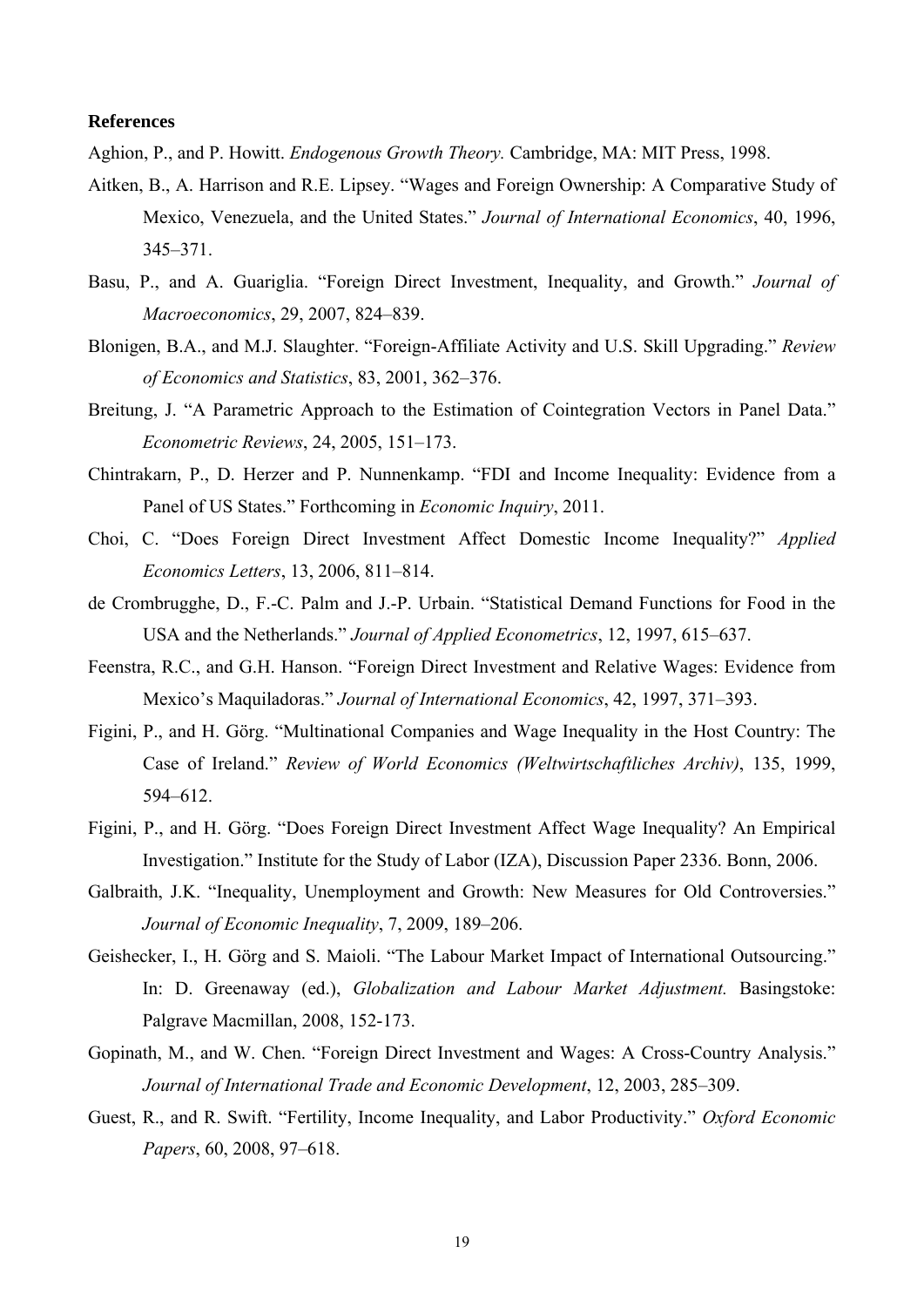**References**

Aghion, P., and P. Howitt. *Endogenous Growth Theory.* Cambridge, MA: MIT Press, 1998.

Aitken, B., A. Harrison and R.E. Lipsey. "Wages and Foreign Ownership: A Comparative Study of Mexico, Venezuela, and the United States." *Journal of International Economics*, 40, 1996, 345–371.

Basu, P., and A. Guariglia. "Foreign Direct Investment, Inequality, and Growth." *Journal of Macroeconomics*, 29, 2007, 824–839.

Blonigen, B.A., and M.J. Slaughter. "Foreign-Affiliate Activity and U.S. Skill Upgrading." *Review of Economics and Statistics*, 83, 2001, 362–376.

Breitung, J. "A Parametric Approach to the Estimation of Cointegration Vectors in Panel Data." *Econometric Reviews*, 24, 2005, 151–173.

Chintrakarn, P., D. Herzer and P. Nunnenkamp. "FDI and Income Inequality: Evidence from a Panel of US States." Forthcoming in *Economic Inquiry*, 2011.

Choi, C. "Does Foreign Direct Investment Affect Domestic Income Inequality?" *Applied Economics Letters*, 13, 2006, 811–814.

de Crombrugghe, D., F.-C. Palm and J.-P. Urbain. "Statistical Demand Functions for Food in the USA and the Netherlands." *Journal of Applied Econometrics*, 12, 1997, 615–637.

Feenstra, R.C., and G.H. Hanson. "Foreign Direct Investment and Relative Wages: Evidence from Mexico's Maquiladoras." *Journal of International Economics*, 42, 1997, 371–393.

Figini, P., and H. Görg. "Multinational Companies and Wage Inequality in the Host Country: The Case of Ireland." *Review of World Economics (Weltwirtschaftliches Archiv)*, 135, 1999, 594–612.

Figini, P., and H. Görg. "Does Foreign Direct Investment Affect Wage Inequality? An Empirical Investigation." Institute for the Study of Labor (IZA), Discussion Paper 2336. Bonn, 2006.

Galbraith, J.K. "Inequality, Unemployment and Growth: New Measures for Old Controversies." *Journal of Economic Inequality*, 7, 2009, 189–206.

Geishecker, I., H. Görg and S. Maioli. "The Labour Market Impact of International Outsourcing." In: D. Greenaway (ed.), *Globalization and Labour Market Adjustment.* Basingstoke: Palgrave Macmillan, 2008, 152-173.

Gopinath, M., and W. Chen. "Foreign Direct Investment and Wages: A Cross-Country Analysis." *Journal of International Trade and Economic Development*, 12, 2003, 285–309.

Guest, R., and R. Swift. "Fertility, Income Inequality, and Labor Productivity." *Oxford Economic Papers*, 60, 2008, 97–618.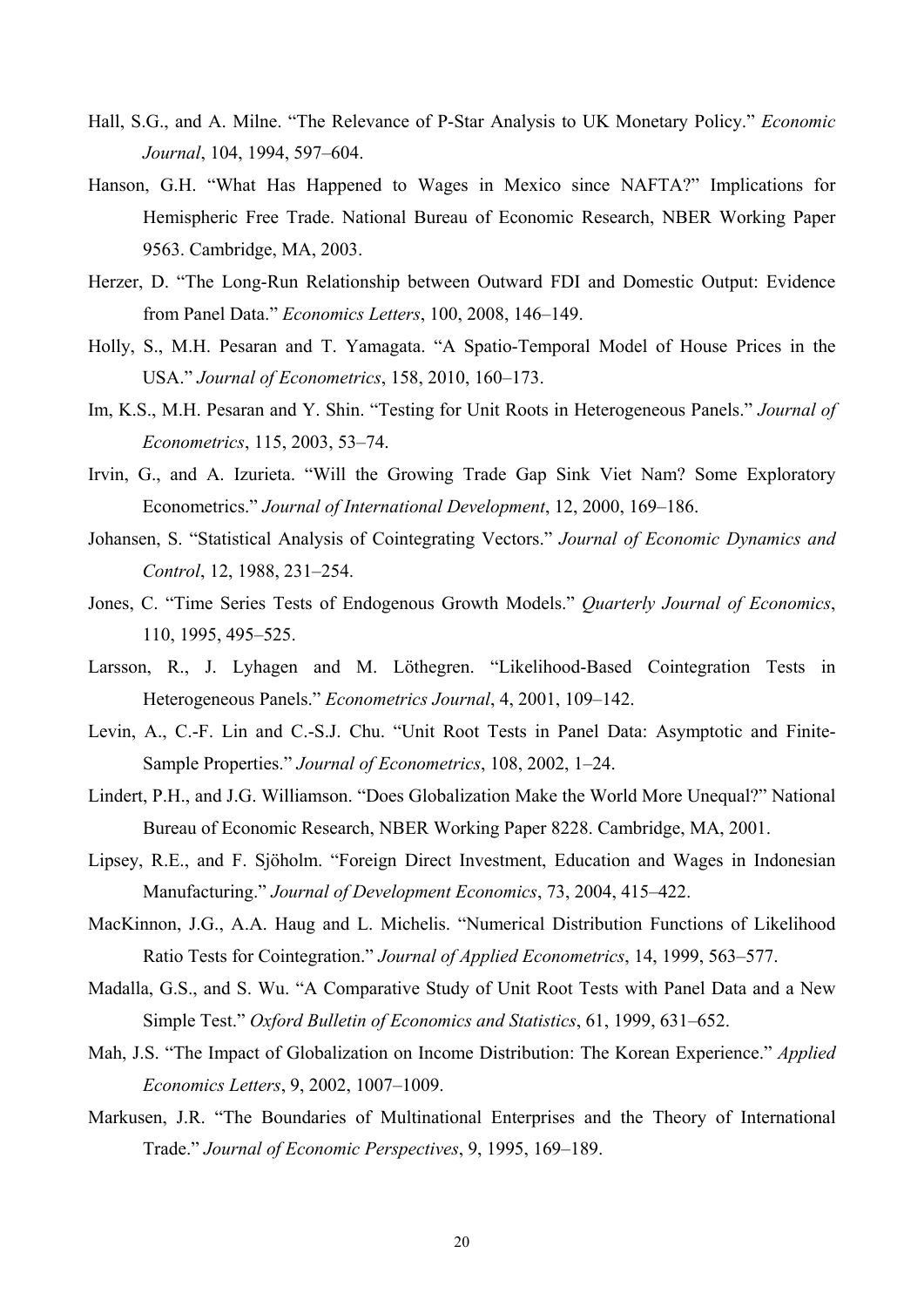Hall, S.G., and A. Milne. "The Relevance of P-Star Analysis to UK Monetary Policy." *Economic Journal*, 104, 1994, 597–604.

Hanson, G.H. "What Has Happened to Wages in Mexico since NAFTA?" Implications for Hemispheric Free Trade. National Bureau of Economic Research, NBER Working Paper 9563. Cambridge, MA, 2003.

Herzer, D. "The Long-Run Relationship between Outward FDI and Domestic Output: Evidence from Panel Data." *Economics Letters*, 100, 2008, 146–149.

Holly, S., M.H. Pesaran and T. Yamagata. "A Spatio-Temporal Model of House Prices in the USA." *Journal of Econometrics*, 158, 2010, 160–173.

Im, K.S., M.H. Pesaran and Y. Shin. "Testing for Unit Roots in Heterogeneous Panels." *Journal of Econometrics*, 115, 2003, 53–74.

Irvin, G., and A. Izurieta. "Will the Growing Trade Gap Sink Viet Nam? Some Exploratory Econometrics." *Journal of International Development*, 12, 2000, 169–186.

Johansen, S. "Statistical Analysis of Cointegrating Vectors." *Journal of Economic Dynamics and Control*, 12, 1988, 231–254.

Jones, C. "Time Series Tests of Endogenous Growth Models." *Quarterly Journal of Economics*, 110, 1995, 495–525.

Larsson, R., J. Lyhagen and M. Löthegren. "Likelihood-Based Cointegration Tests in Heterogeneous Panels." *Econometrics Journal*, 4, 2001, 109–142.

Levin, A., C.-F. Lin and C.-S.J. Chu. "Unit Root Tests in Panel Data: Asymptotic and Finite-Sample Properties." *Journal of Econometrics*, 108, 2002, 1–24.

Lindert, P.H., and J.G. Williamson. "Does Globalization Make the World More Unequal?" National Bureau of Economic Research, NBER Working Paper 8228. Cambridge, MA, 2001.

Lipsey, R.E., and F. Sjöholm. "Foreign Direct Investment, Education and Wages in Indonesian Manufacturing." *Journal of Development Economics*, 73, 2004, 415–422.

MacKinnon, J.G., A.A. Haug and L. Michelis. "Numerical Distribution Functions of Likelihood Ratio Tests for Cointegration." *Journal of Applied Econometrics*, 14, 1999, 563–577.

Madalla, G.S., and S. Wu. "A Comparative Study of Unit Root Tests with Panel Data and a New Simple Test." *Oxford Bulletin of Economics and Statistics*, 61, 1999, 631–652.

Mah, J.S. "The Impact of Globalization on Income Distribution: The Korean Experience." *Applied Economics Letters*, 9, 2002, 1007–1009.

Markusen, J.R. "The Boundaries of Multinational Enterprises and the Theory of International Trade." *Journal of Economic Perspectives*, 9, 1995, 169–189.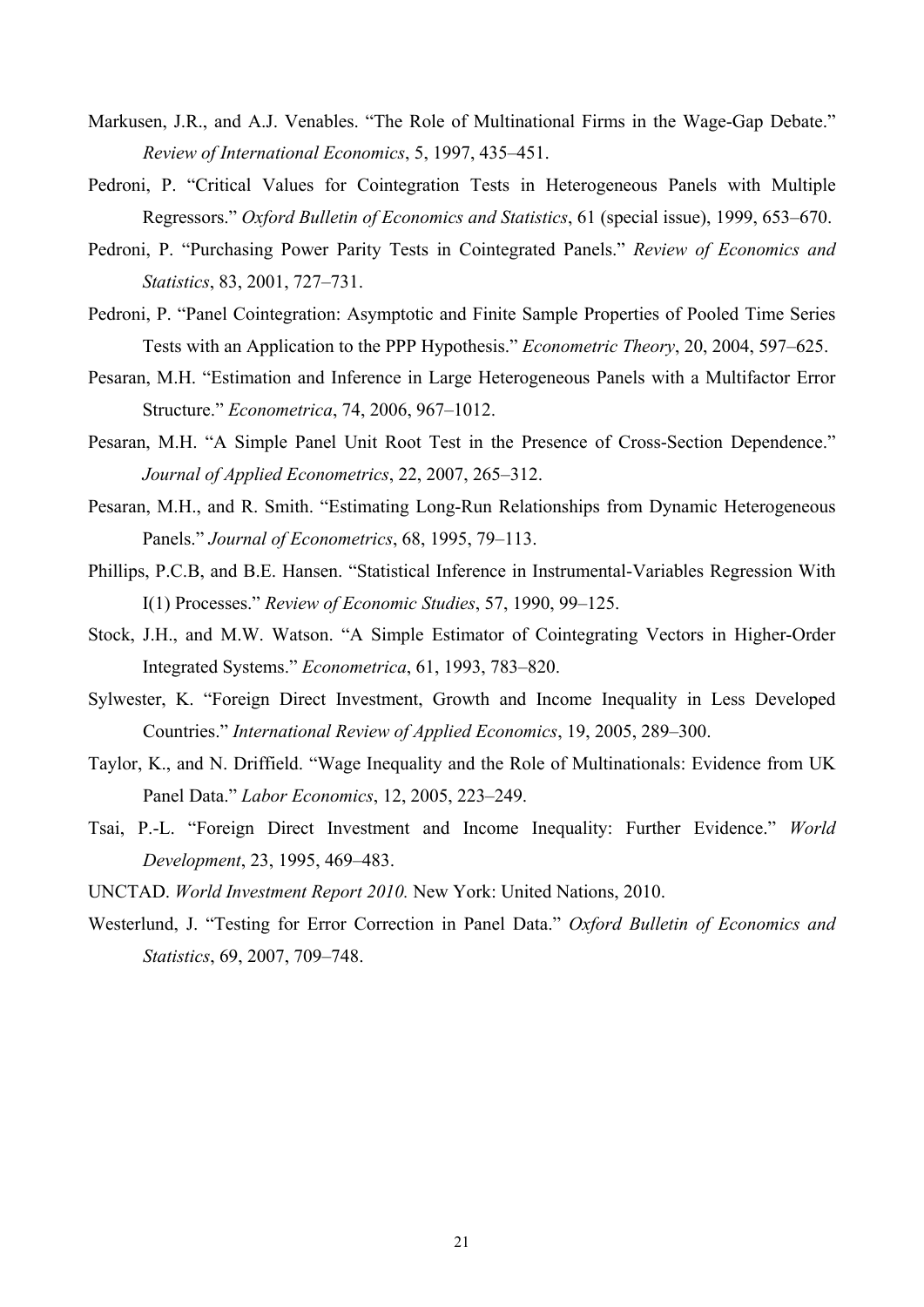Markusen, J.R., and A.J. Venables. "The Role of Multinational Firms in the Wage-Gap Debate." *Review of International Economics*, 5, 1997, 435–451.

Pedroni, P. "Critical Values for Cointegration Tests in Heterogeneous Panels with Multiple Regressors." *Oxford Bulletin of Economics and Statistics*, 61 (special issue), 1999, 653–670.

Pedroni, P. "Purchasing Power Parity Tests in Cointegrated Panels." *Review of Economics and Statistics*, 83, 2001, 727–731.

Pedroni, P. "Panel Cointegration: Asymptotic and Finite Sample Properties of Pooled Time Series Tests with an Application to the PPP Hypothesis." *Econometric Theory*, 20, 2004, 597–625.

Pesaran, M.H. "Estimation and Inference in Large Heterogeneous Panels with a Multifactor Error Structure." *Econometrica*, 74, 2006, 967–1012.

Pesaran, M.H. "A Simple Panel Unit Root Test in the Presence of Cross-Section Dependence." *Journal of Applied Econometrics*, 22, 2007, 265–312.

Pesaran, M.H., and R. Smith. "Estimating Long-Run Relationships from Dynamic Heterogeneous Panels." *Journal of Econometrics*, 68, 1995, 79–113.

Phillips, P.C.B, and B.E. Hansen. "Statistical Inference in Instrumental-Variables Regression With I(1) Processes." *Review of Economic Studies*, 57, 1990, 99–125.

Stock, J.H., and M.W. Watson. "A Simple Estimator of Cointegrating Vectors in Higher-Order Integrated Systems." *Econometrica*, 61, 1993, 783–820.

Sylwester, K. "Foreign Direct Investment, Growth and Income Inequality in Less Developed Countries." *International Review of Applied Economics*, 19, 2005, 289–300.

Taylor, K., and N. Driffield. "Wage Inequality and the Role of Multinationals: Evidence from UK Panel Data." *Labor Economics*, 12, 2005, 223–249.

Tsai, P.-L. "Foreign Direct Investment and Income Inequality: Further Evidence." *World Development*, 23, 1995, 469–483.

UNCTAD. *World Investment Report 2010.* New York: United Nations, 2010.

Westerlund, J. "Testing for Error Correction in Panel Data." *Oxford Bulletin of Economics and Statistics*, 69, 2007, 709–748.